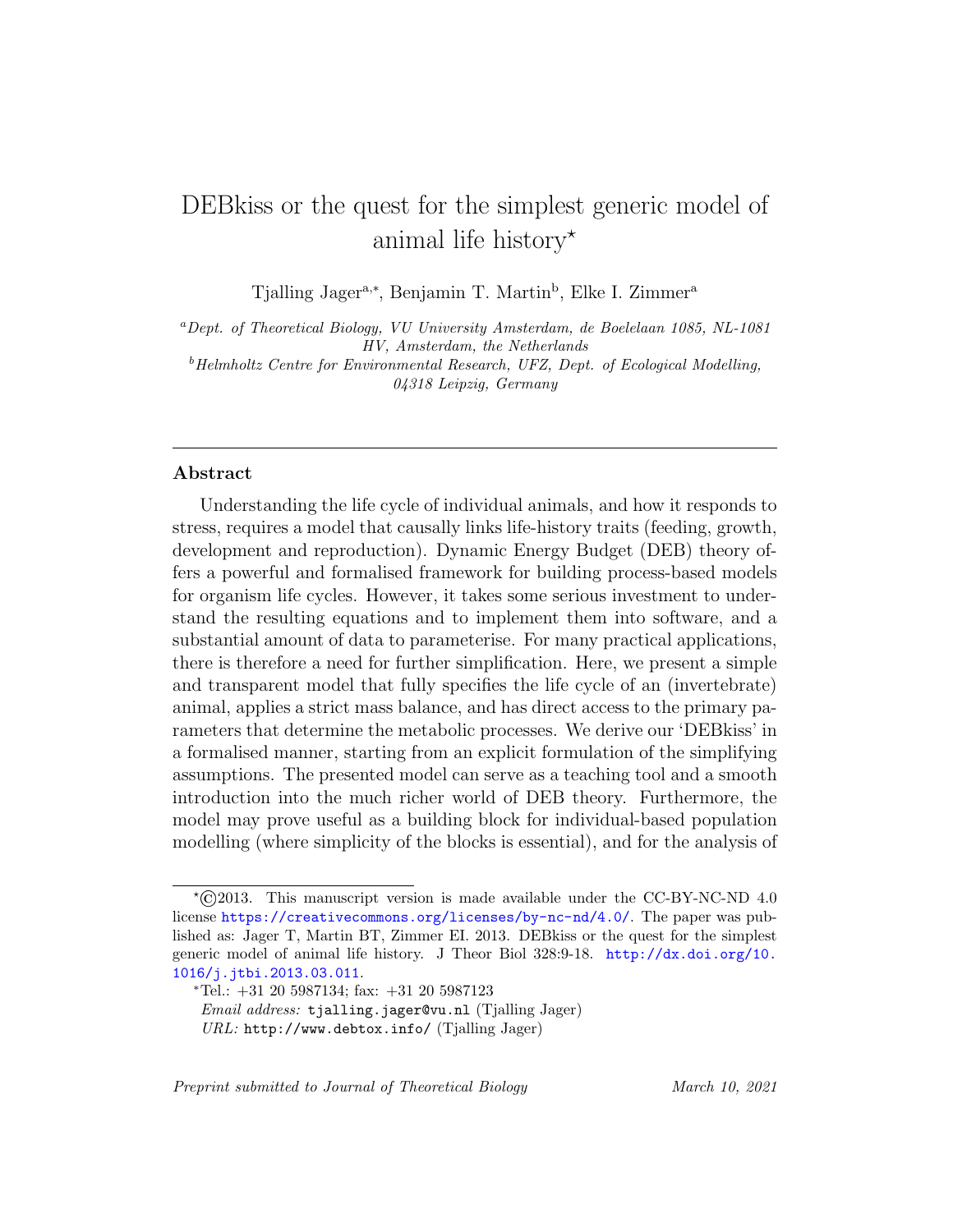# DEBkiss or the quest for the simplest generic model of animal life history[⋆]

Tjalling Jager[a,∗], Benjamin T. Martin[b], Elke I. Zimmer[a]

[a] *Dept. of Theoretical Biology, VU University Amsterdam, de Boelelaan 1085, NL-1081 HV, Amsterdam, the Netherlands*

[b] *Helmholtz Centre for Environmental Research, UFZ, Dept. of Ecological Modelling, 04318 Leipzig, Germany*

---

## Abstract

Understanding the life cycle of individual animals, and how it responds to stress, requires a model that causally links life-history traits (feeding, growth, development and reproduction). Dynamic Energy Budget (DEB) theory offers a powerful and formalised framework for building process-based models for organism life cycles. However, it takes some serious investment to understand the resulting equations and to implement them into software, and a substantial amount of data to parameterise. For many practical applications, there is therefore a need for further simplification. Here, we present a simple and transparent model that fully specifies the life cycle of an (invertebrate) animal, applies a strict mass balance, and has direct access to the primary parameters that determine the metabolic processes. We derive our 'DEBkiss' in a formalised manner, starting from an explicit formulation of the simplifying assumptions. The presented model can serve as a teaching tool and a smooth introduction into the much richer world of DEB theory. Furthermore, the model may prove useful as a building block for individual-based population modelling (where simplicity of the blocks is essential), and for the analysis of

---

[⋆] ©2013. This manuscript version is made available under the CC-BY-NC-ND 4.0 license https://creativecommons.org/licenses/by-nc-nd/4.0/. The paper was published as: Jager T, Martin BT, Zimmer EI. 2013. DEBkiss or the quest for the simplest generic model of animal life history. J Theor Biol 328:9-18. http://dx.doi.org/10.1016/j.jtbi.2013.03.011.

[∗] Tel.: +31 20 5987134; fax: +31 20 5987123

*Email address:* tjalling.jager@vu.nl (Tjalling Jager)

*URL:* http://www.debtox.info/ (Tjalling Jager)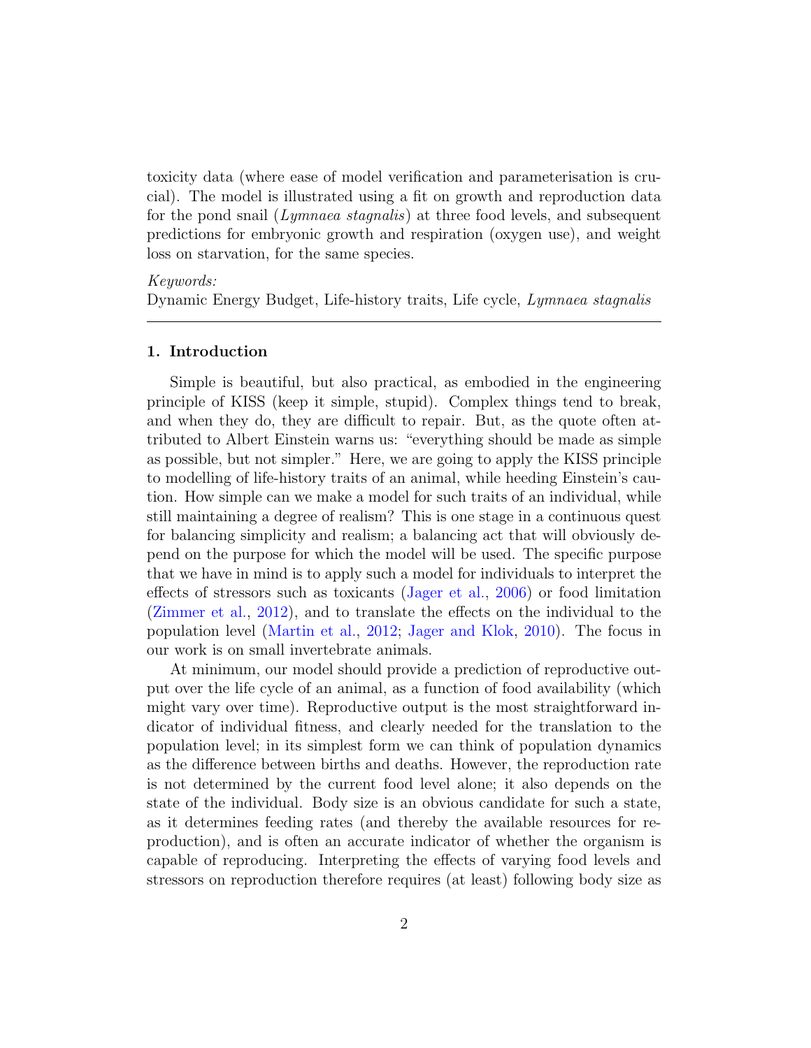toxicity data (where ease of model verification and parameterisation is crucial). The model is illustrated using a fit on growth and reproduction data for the pond snail (*Lymnaea stagnalis*) at three food levels, and subsequent predictions for embryonic growth and respiration (oxygen use), and weight loss on starvation, for the same species.

*Keywords:*
Dynamic Energy Budget, Life-history traits, Life cycle, *Lymnaea stagnalis*

---

## 1. Introduction

Simple is beautiful, but also practical, as embodied in the engineering principle of KISS (keep it simple, stupid). Complex things tend to break, and when they do, they are difficult to repair. But, as the quote often attributed to Albert Einstein warns us: "everything should be made as simple as possible, but not simpler." Here, we are going to apply the KISS principle to modelling of life-history traits of an animal, while heeding Einstein's caution. How simple can we make a model for such traits of an individual, while still maintaining a degree of realism? This is one stage in a continuous quest for balancing simplicity and realism; a balancing act that will obviously depend on the purpose for which the model will be used. The specific purpose that we have in mind is to apply such a model for individuals to interpret the effects of stressors such as toxicants (Jager et al., 2006) or food limitation (Zimmer et al., 2012), and to translate the effects on the individual to the population level (Martin et al., 2012; Jager and Klok, 2010). The focus in our work is on small invertebrate animals.

At minimum, our model should provide a prediction of reproductive output over the life cycle of an animal, as a function of food availability (which might vary over time). Reproductive output is the most straightforward indicator of individual fitness, and clearly needed for the translation to the population level; in its simplest form we can think of population dynamics as the difference between births and deaths. However, the reproduction rate is not determined by the current food level alone; it also depends on the state of the individual. Body size is an obvious candidate for such a state, as it determines feeding rates (and thereby the available resources for reproduction), and is often an accurate indicator of whether the organism is capable of reproducing. Interpreting the effects of varying food levels and stressors on reproduction therefore requires (at least) following body size as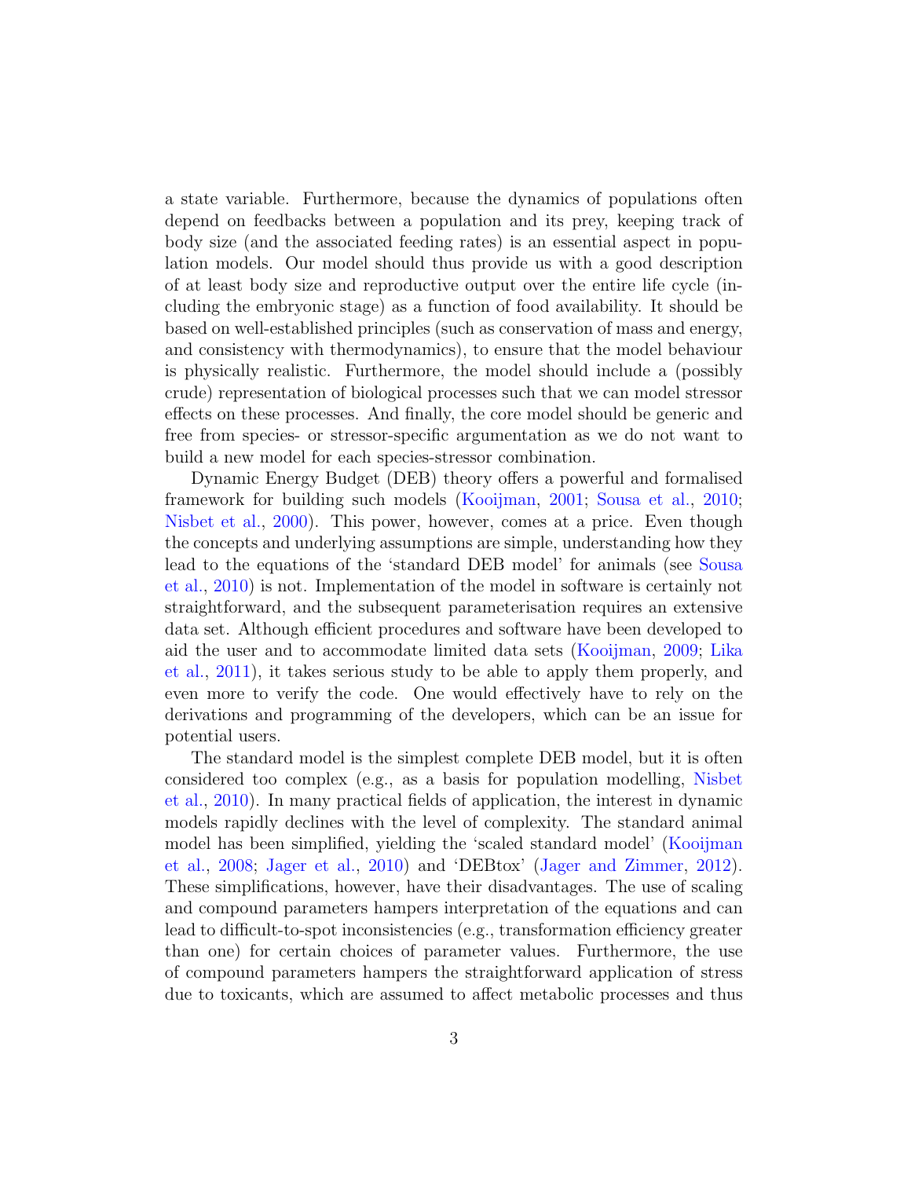a state variable. Furthermore, because the dynamics of populations often depend on feedbacks between a population and its prey, keeping track of body size (and the associated feeding rates) is an essential aspect in population models. Our model should thus provide us with a good description of at least body size and reproductive output over the entire life cycle (including the embryonic stage) as a function of food availability. It should be based on well-established principles (such as conservation of mass and energy, and consistency with thermodynamics), to ensure that the model behaviour is physically realistic. Furthermore, the model should include a (possibly crude) representation of biological processes such that we can model stressor effects on these processes. And finally, the core model should be generic and free from species- or stressor-specific argumentation as we do not want to build a new model for each species-stressor combination.

Dynamic Energy Budget (DEB) theory offers a powerful and formalised framework for building such models (Kooijman, 2001; Sousa et al., 2010; Nisbet et al., 2000). This power, however, comes at a price. Even though the concepts and underlying assumptions are simple, understanding how they lead to the equations of the 'standard DEB model' for animals (see Sousa et al., 2010) is not. Implementation of the model in software is certainly not straightforward, and the subsequent parameterisation requires an extensive data set. Although efficient procedures and software have been developed to aid the user and to accommodate limited data sets (Kooijman, 2009; Lika et al., 2011), it takes serious study to be able to apply them properly, and even more to verify the code. One would effectively have to rely on the derivations and programming of the developers, which can be an issue for potential users.

The standard model is the simplest complete DEB model, but it is often considered too complex (e.g., as a basis for population modelling, Nisbet et al., 2010). In many practical fields of application, the interest in dynamic models rapidly declines with the level of complexity. The standard animal model has been simplified, yielding the 'scaled standard model' (Kooijman et al., 2008; Jager et al., 2010) and 'DEBtox' (Jager and Zimmer, 2012). These simplifications, however, have their disadvantages. The use of scaling and compound parameters hampers interpretation of the equations and can lead to difficult-to-spot inconsistencies (e.g., transformation efficiency greater than one) for certain choices of parameter values. Furthermore, the use of compound parameters hampers the straightforward application of stress due to toxicants, which are assumed to affect metabolic processes and thus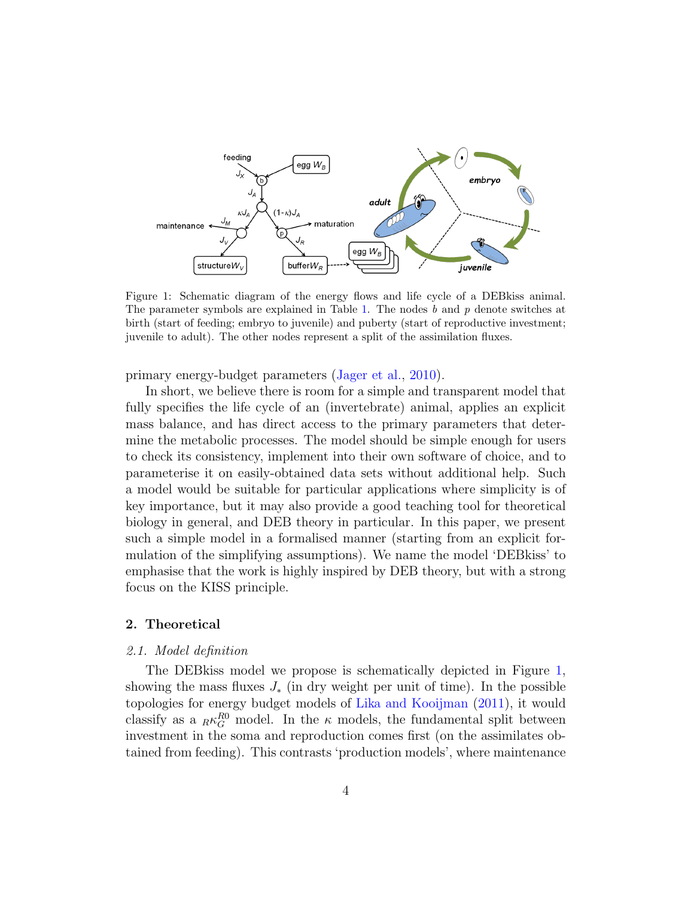Figure 1: Schematic diagram of the energy flows and life cycle of a DEBkiss animal. The parameter symbols are explained in Table 1. The nodes $b$ and $p$ denote switches at birth (start of feeding; embryo to juvenile) and puberty (start of reproductive investment; juvenile to adult). The other nodes represent a split of the assimilation fluxes.

primary energy-budget parameters (Jager et al., 2010).

In short, we believe there is room for a simple and transparent model that fully specifies the life cycle of an (invertebrate) animal, applies an explicit mass balance, and has direct access to the primary parameters that determine the metabolic processes. The model should be simple enough for users to check its consistency, implement into their own software of choice, and to parameterise it on easily-obtained data sets without additional help. Such a model would be suitable for particular applications where simplicity is of key importance, but it may also provide a good teaching tool for theoretical biology in general, and DEB theory in particular. In this paper, we present such a simple model in a formalised manner (starting from an explicit formulation of the simplifying assumptions). We name the model 'DEBkiss' to emphasise that the work is highly inspired by DEB theory, but with a strong focus on the KISS principle.

## 2. Theoretical

### *2.1. Model definition*

The DEBkiss model we propose is schematically depicted in Figure 1, showing the mass fluxes $J_*$ (in dry weight per unit of time). In the possible topologies for energy budget models of Lika and Kooijman (2011), it would classify as a ${}_R\kappa_G^{R0}$ model. In the $\kappa$ models, the fundamental split between investment in the soma and reproduction comes first (on the assimilates obtained from feeding). This contrasts 'production models', where maintenance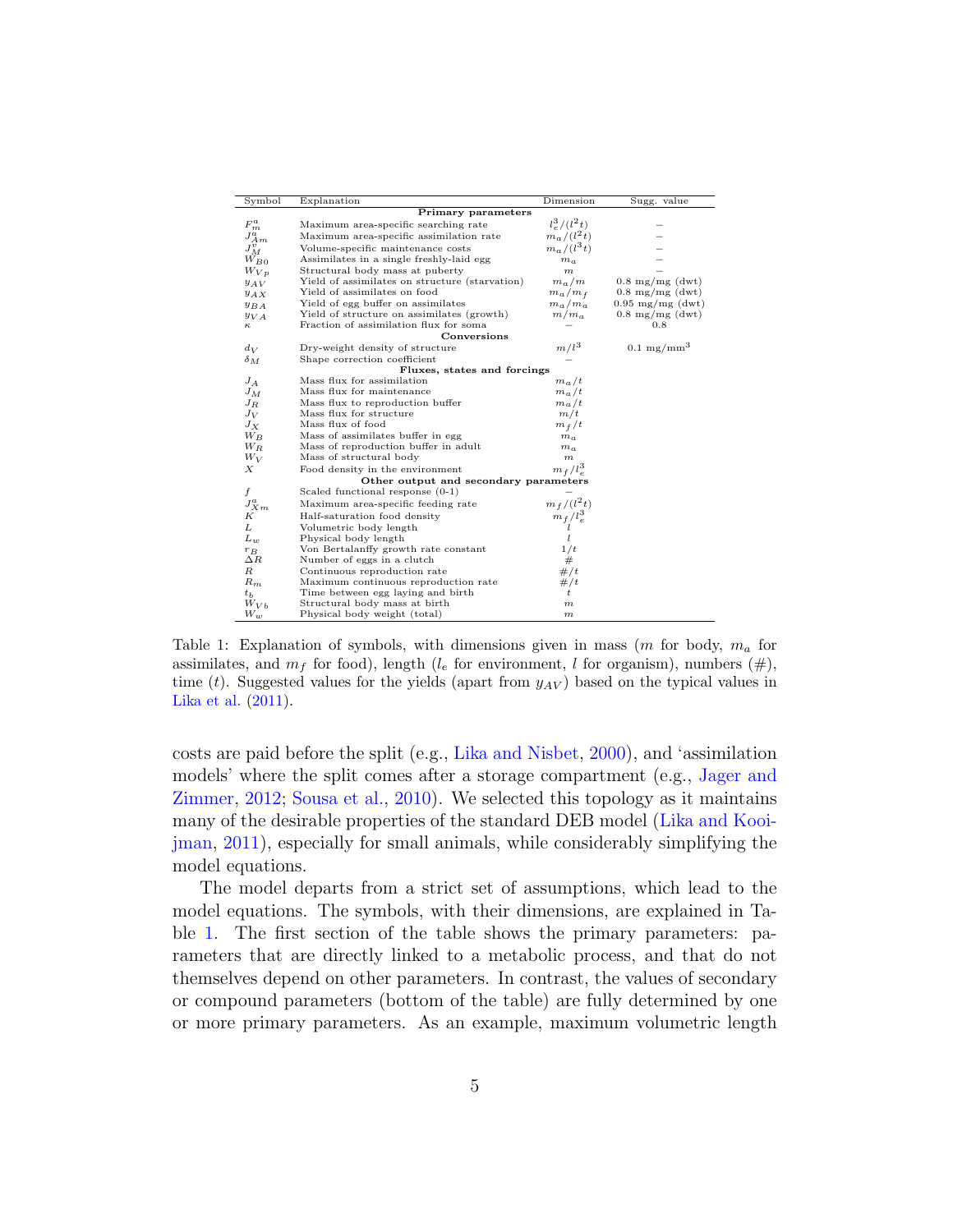| Symbol | Explanation | Dimension | Sugg. value |
|---|---|---|---|
| **Primary parameters** | | | |
| $F^a_m$ | Maximum area-specific searching rate | $l_e^3/(l^2t)$ | – |
| $J^a_{Am}$ | Maximum area-specific assimilation rate | $m_a/(l^2t)$ | – |
| $J^v_M$ | Volume-specific maintenance costs | $m_a/(l^3t)$ | – |
| $W_{B0}$ | Assimilates in a single freshly-laid egg | $m_a$ | – |
| $W_{Vp}$ | Structural body mass at puberty | $m$ | – |
| $y_{AV}$ | Yield of assimilates on structure (starvation) | $m_a/m$ | 0.8 mg/mg (dwt) |
| $y_{AX}$ | Yield of assimilates on food | $m_a/m_f$ | 0.8 mg/mg (dwt) |
| $y_{BA}$ | Yield of egg buffer on assimilates | $m_a/m_a$ | 0.95 mg/mg (dwt) |
| $y_{VA}$ | Yield of structure on assimilates (growth) | $m/m_a$ | 0.8 mg/mg (dwt) |
| $\kappa$ | Fraction of assimilation flux for soma | – | 0.8 |
| **Conversions** | | | |
| $d_V$ | Dry-weight density of structure | $m/l^3$ | 0.1 mg/mm$^3$ |
| $\delta_M$ | Shape correction coefficient | – | |
| **Fluxes, states and forcings** | | | |
| $J_A$ | Mass flux for assimilation | $m_a/t$ | |
| $J_M$ | Mass flux for maintenance | $m_a/t$ | |
| $J_R$ | Mass flux to reproduction buffer | $m_a/t$ | |
| $J_V$ | Mass flux for structure | $m/t$ | |
| $J_X$ | Mass flux of food | $m_f/t$ | |
| $W_B$ | Mass of assimilates buffer in egg | $m_a$ | |
| $W_R$ | Mass of reproduction buffer in adult | $m_a$ | |
| $W_V$ | Mass of structural body | $m$ | |
| $X$ | Food density in the environment | $m_f/l_e^3$ | |
| **Other output and secondary parameters** | | | |
| $f$ | Scaled functional response (0-1) | – | |
| $J^a_{Xm}$ | Maximum area-specific feeding rate | $m_f/(l^2t)$ | |
| $K$ | Half-saturation food density | $m_f/l_e^3$ | |
| $L$ | Volumetric body length | $l$ | |
| $L_w$ | Physical body length | $l$ | |
| $r_B$ | Von Bertalanffy growth rate constant | $1/t$ | |
| $\Delta R$ | Number of eggs in a clutch | # | |
| $R$ | Continuous reproduction rate | #/$t$ | |
| $R_m$ | Maximum continuous reproduction rate | #/$t$ | |
| $t_b$ | Time between egg laying and birth | $t$ | |
| $W_{Vb}$ | Structural body mass at birth | $m$ | |
| $W_w$ | Physical body weight (total) | $m$ | |

Table 1: Explanation of symbols, with dimensions given in mass ($m$ for body, $m_a$ for assimilates, and $m_f$ for food), length ($l_e$ for environment, $l$ for organism), numbers (#), time ($t$). Suggested values for the yields (apart from $y_{AV}$) based on the typical values in Lika et al. (2011).

costs are paid before the split (e.g., Lika and Nisbet, 2000), and 'assimilation models' where the split comes after a storage compartment (e.g., Jager and Zimmer, 2012; Sousa et al., 2010). We selected this topology as it maintains many of the desirable properties of the standard DEB model (Lika and Kooijman, 2011), especially for small animals, while considerably simplifying the model equations.

The model departs from a strict set of assumptions, which lead to the model equations. The symbols, with their dimensions, are explained in Table 1. The first section of the table shows the primary parameters: parameters that are directly linked to a metabolic process, and that do not themselves depend on other parameters. In contrast, the values of secondary or compound parameters (bottom of the table) are fully determined by one or more primary parameters. As an example, maximum volumetric length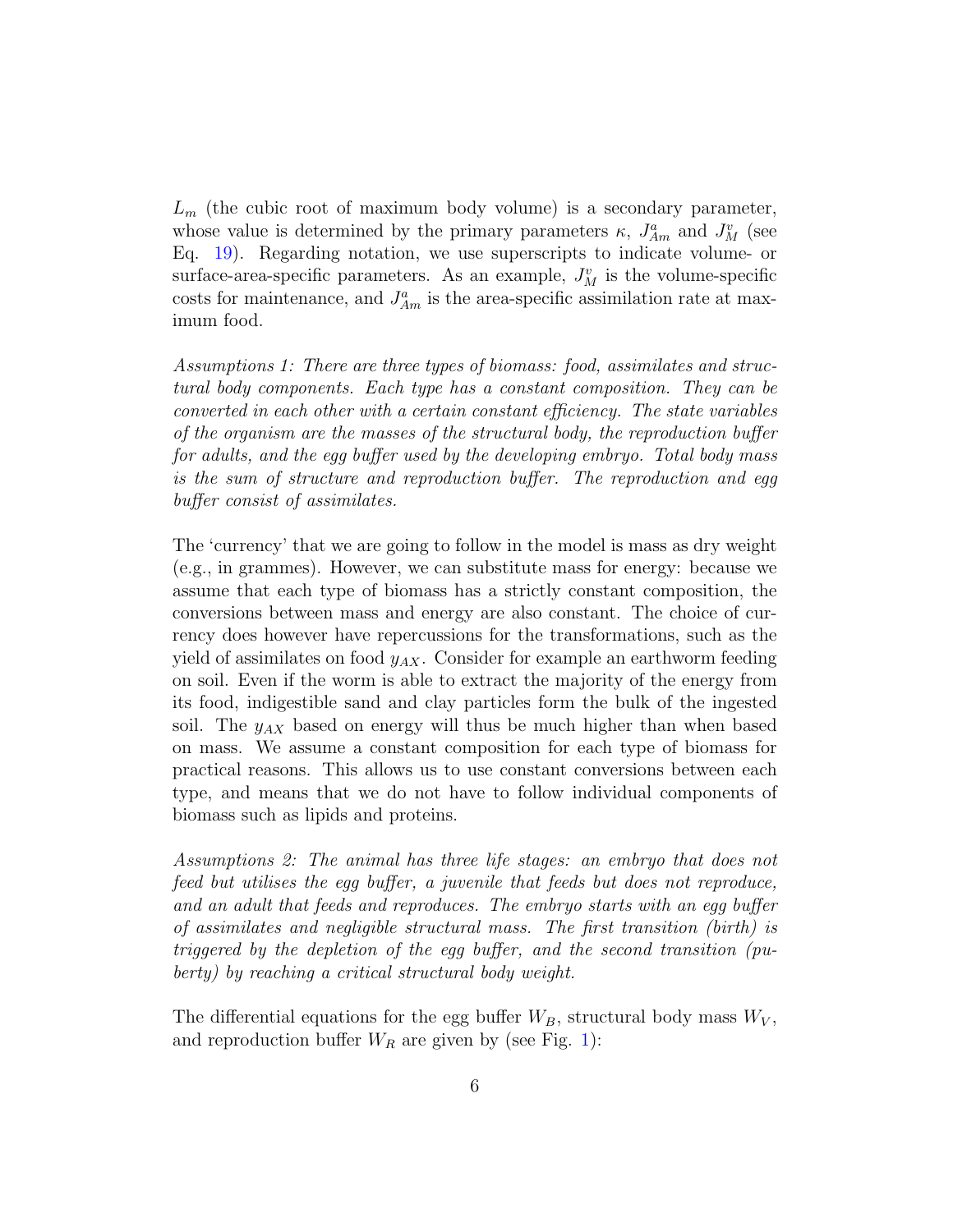$L_m$ (the cubic root of maximum body volume) is a secondary parameter, whose value is determined by the primary parameters $\kappa$, $J^a_{Am}$ and $J^v_M$ (see Eq. 19). Regarding notation, we use superscripts to indicate volume- or surface-area-specific parameters. As an example, $J^v_M$ is the volume-specific costs for maintenance, and $J^a_{Am}$ is the area-specific assimilation rate at maximum food.

*Assumptions 1: There are three types of biomass: food, assimilates and structural body components. Each type has a constant composition. They can be converted in each other with a certain constant efficiency. The state variables of the organism are the masses of the structural body, the reproduction buffer for adults, and the egg buffer used by the developing embryo. Total body mass is the sum of structure and reproduction buffer. The reproduction and egg buffer consist of assimilates.*

The 'currency' that we are going to follow in the model is mass as dry weight (e.g., in grammes). However, we can substitute mass for energy: because we assume that each type of biomass has a strictly constant composition, the conversions between mass and energy are also constant. The choice of currency does however have repercussions for the transformations, such as the yield of assimilates on food $y_{AX}$. Consider for example an earthworm feeding on soil. Even if the worm is able to extract the majority of the energy from its food, indigestible sand and clay particles form the bulk of the ingested soil. The $y_{AX}$ based on energy will thus be much higher than when based on mass. We assume a constant composition for each type of biomass for practical reasons. This allows us to use constant conversions between each type, and means that we do not have to follow individual components of biomass such as lipids and proteins.

*Assumptions 2: The animal has three life stages: an embryo that does not feed but utilises the egg buffer, a juvenile that feeds but does not reproduce, and an adult that feeds and reproduces. The embryo starts with an egg buffer of assimilates and negligible structural mass. The first transition (birth) is triggered by the depletion of the egg buffer, and the second transition (puberty) by reaching a critical structural body weight.*

The differential equations for the egg buffer $W_B$, structural body mass $W_V$, and reproduction buffer $W_R$ are given by (see Fig. 1):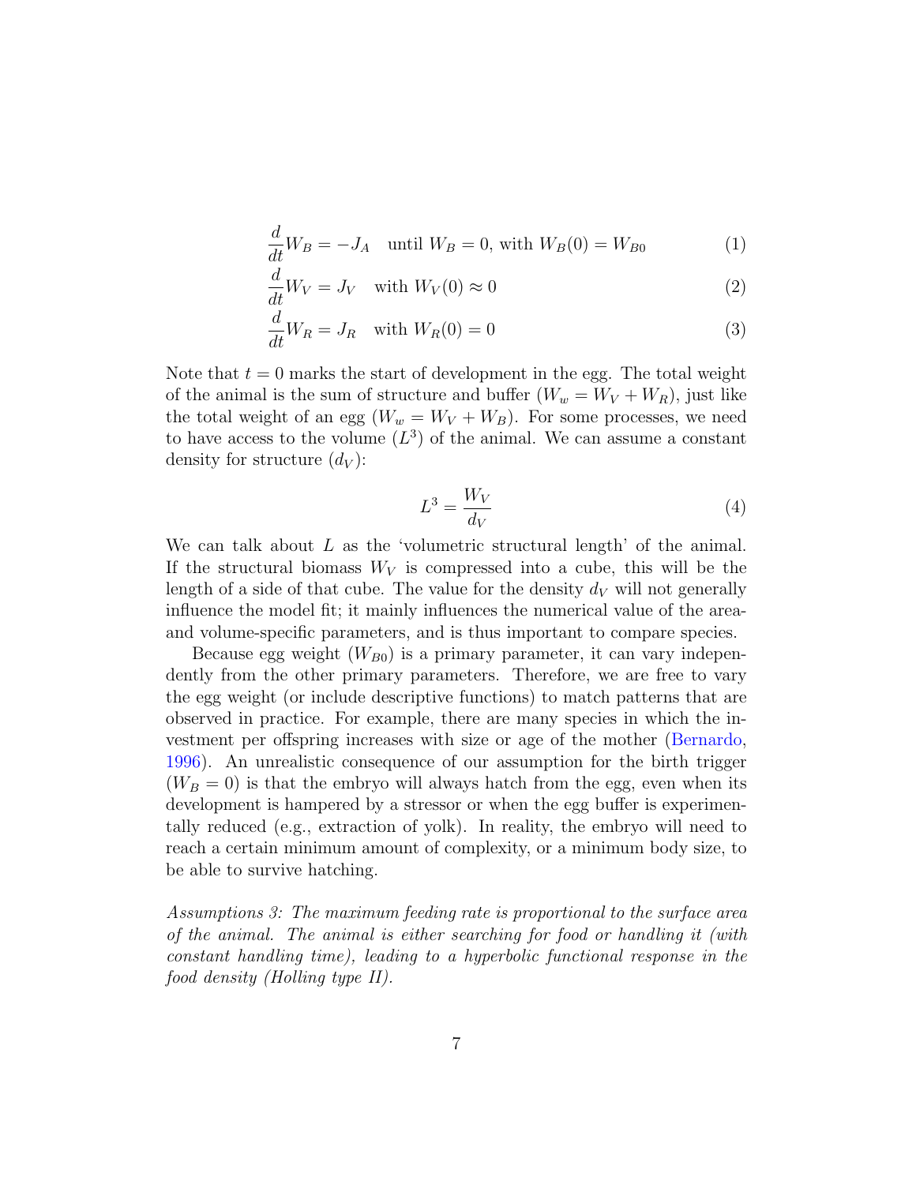$$\frac{d}{dt}W_B = -J_A \quad \text{until } W_B = 0\text{, with } W_B(0) = W_{B0} \tag{1}$$

$$\frac{d}{dt}W_V = J_V \quad \text{with } W_V(0) \approx 0 \tag{2}$$

$$\frac{d}{dt}W_R = J_R \quad \text{with } W_R(0) = 0 \tag{3}$$

Note that $t = 0$ marks the start of development in the egg. The total weight of the animal is the sum of structure and buffer ($W_w = W_V + W_R$), just like the total weight of an egg ($W_w = W_V + W_B$). For some processes, we need to have access to the volume ($L^3$) of the animal. We can assume a constant density for structure ($d_V$):

$$L^3 = \frac{W_V}{d_V} \tag{4}$$

We can talk about $L$ as the 'volumetric structural length' of the animal. If the structural biomass $W_V$ is compressed into a cube, this will be the length of a side of that cube. The value for the density $d_V$ will not generally influence the model fit; it mainly influences the numerical value of the area- and volume-specific parameters, and is thus important to compare species.

Because egg weight ($W_{B0}$) is a primary parameter, it can vary independently from the other primary parameters. Therefore, we are free to vary the egg weight (or include descriptive functions) to match patterns that are observed in practice. For example, there are many species in which the investment per offspring increases with size or age of the mother (Bernardo, 1996). An unrealistic consequence of our assumption for the birth trigger ($W_B = 0$) is that the embryo will always hatch from the egg, even when its development is hampered by a stressor or when the egg buffer is experimentally reduced (e.g., extraction of yolk). In reality, the embryo will need to reach a certain minimum amount of complexity, or a minimum body size, to be able to survive hatching.

*Assumptions 3: The maximum feeding rate is proportional to the surface area of the animal. The animal is either searching for food or handling it (with constant handling time), leading to a hyperbolic functional response in the food density (Holling type II).*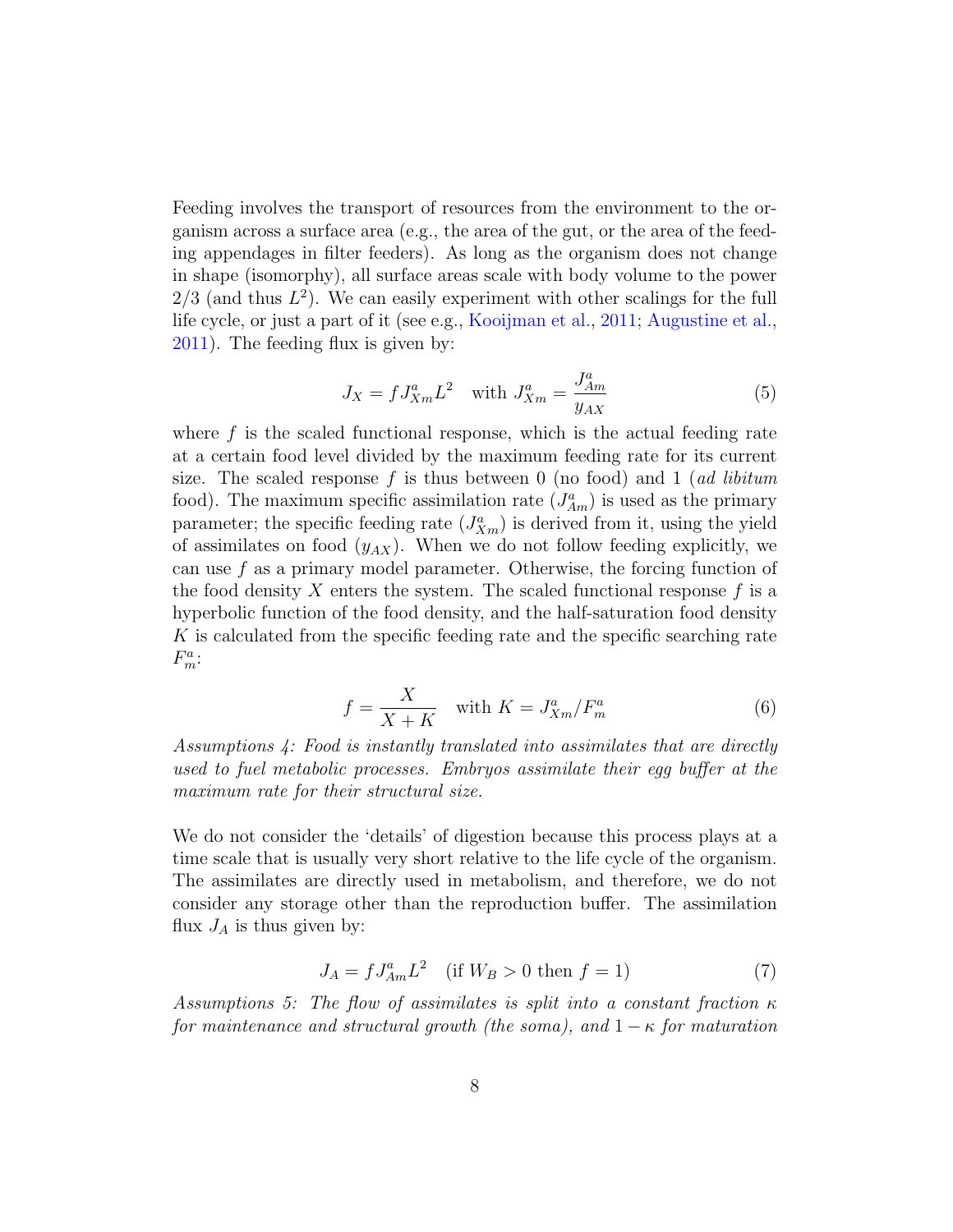Feeding involves the transport of resources from the environment to the organism across a surface area (e.g., the area of the gut, or the area of the feeding appendages in filter feeders). As long as the organism does not change in shape (isomorphy), all surface areas scale with body volume to the power 2/3 (and thus $L^2$). We can easily experiment with other scalings for the full life cycle, or just a part of it (see e.g., Kooijman et al., 2011; Augustine et al., 2011). The feeding flux is given by:

$$J_X = f J^a_{Xm} L^2 \quad \text{with } J^a_{Xm} = \frac{J^a_{Am}}{y_{AX}} \tag{5}$$

where $f$ is the scaled functional response, which is the actual feeding rate at a certain food level divided by the maximum feeding rate for its current size. The scaled response $f$ is thus between 0 (no food) and 1 (*ad libitum* food). The maximum specific assimilation rate ($J^a_{Am}$) is used as the primary parameter; the specific feeding rate ($J^a_{Xm}$) is derived from it, using the yield of assimilates on food ($y_{AX}$). When we do not follow feeding explicitly, we can use $f$ as a primary model parameter. Otherwise, the forcing function of the food density $X$ enters the system. The scaled functional response $f$ is a hyperbolic function of the food density, and the half-saturation food density $K$ is calculated from the specific feeding rate and the specific searching rate $F^a_m$:

$$f = \frac{X}{X + K} \quad \text{with } K = J^a_{Xm}/F^a_m \tag{6}$$

*Assumptions 4: Food is instantly translated into assimilates that are directly used to fuel metabolic processes. Embryos assimilate their egg buffer at the maximum rate for their structural size.*

We do not consider the 'details' of digestion because this process plays at a time scale that is usually very short relative to the life cycle of the organism. The assimilates are directly used in metabolism, and therefore, we do not consider any storage other than the reproduction buffer. The assimilation flux $J_A$ is thus given by:

$$J_A = f J^a_{Am} L^2 \quad (\text{if } W_B > 0 \text{ then } f = 1) \tag{7}$$

*Assumptions 5: The flow of assimilates is split into a constant fraction $\kappa$ for maintenance and structural growth (the soma), and $1 - \kappa$ for maturation*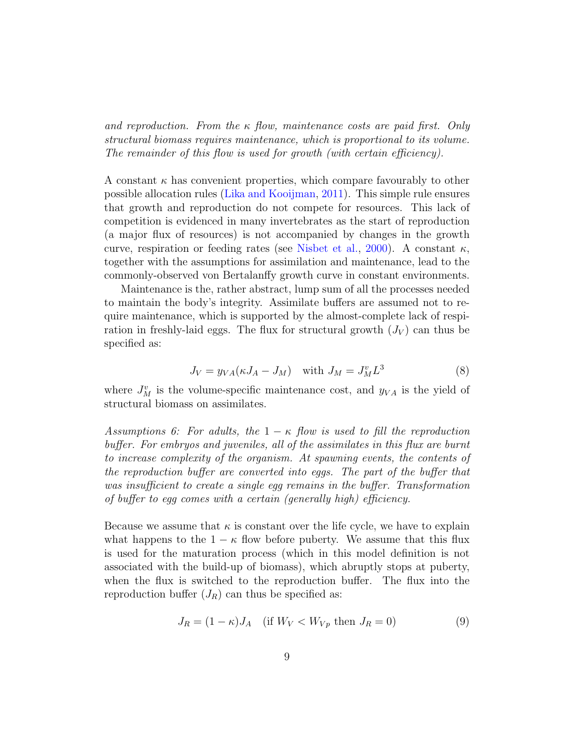*and reproduction. From the $\kappa$ flow, maintenance costs are paid first. Only structural biomass requires maintenance, which is proportional to its volume. The remainder of this flow is used for growth (with certain efficiency).*

A constant $\kappa$ has convenient properties, which compare favourably to other possible allocation rules (Lika and Kooijman, 2011). This simple rule ensures that growth and reproduction do not compete for resources. This lack of competition is evidenced in many invertebrates as the start of reproduction (a major flux of resources) is not accompanied by changes in the growth curve, respiration or feeding rates (see Nisbet et al., 2000). A constant $\kappa$, together with the assumptions for assimilation and maintenance, lead to the commonly-observed von Bertalanffy growth curve in constant environments.

Maintenance is the, rather abstract, lump sum of all the processes needed to maintain the body's integrity. Assimilate buffers are assumed not to require maintenance, which is supported by the almost-complete lack of respiration in freshly-laid eggs. The flux for structural growth ($J_V$) can thus be specified as:

$$J_V = y_{VA}(\kappa J_A - J_M) \quad \text{with } J_M = J_M^v L^3 \tag{8}$$

where $J_M^v$ is the volume-specific maintenance cost, and $y_{VA}$ is the yield of structural biomass on assimilates.

*Assumptions 6: For adults, the $1-\kappa$ flow is used to fill the reproduction buffer. For embryos and juveniles, all of the assimilates in this flux are burnt to increase complexity of the organism. At spawning events, the contents of the reproduction buffer are converted into eggs. The part of the buffer that was insufficient to create a single egg remains in the buffer. Transformation of buffer to egg comes with a certain (generally high) efficiency.*

Because we assume that $\kappa$ is constant over the life cycle, we have to explain what happens to the $1-\kappa$ flow before puberty. We assume that this flux is used for the maturation process (which in this model definition is not associated with the build-up of biomass), which abruptly stops at puberty, when the flux is switched to the reproduction buffer. The flux into the reproduction buffer ($J_R$) can thus be specified as:

$$J_R = (1-\kappa)J_A \quad (\text{if } W_V < W_{Vp} \text{ then } J_R = 0) \tag{9}$$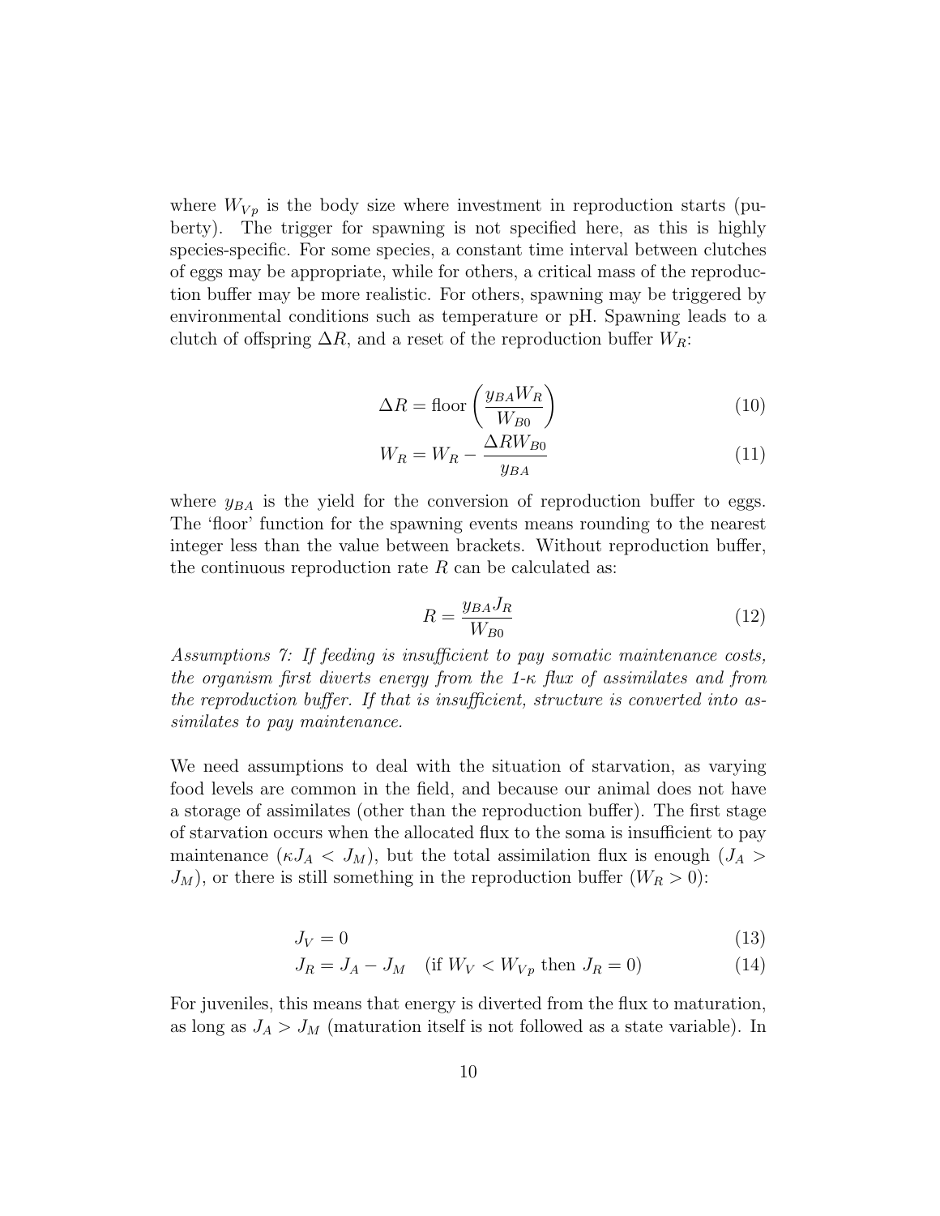where $W_{Vp}$ is the body size where investment in reproduction starts (puberty). The trigger for spawning is not specified here, as this is highly species-specific. For some species, a constant time interval between clutches of eggs may be appropriate, while for others, a critical mass of the reproduction buffer may be more realistic. For others, spawning may be triggered by environmental conditions such as temperature or pH. Spawning leads to a clutch of offspring $\Delta R$, and a reset of the reproduction buffer $W_R$:

$$\Delta R = \text{floor}\left(\frac{y_{BA} W_R}{W_{B0}}\right) \tag{10}$$

$$W_R = W_R - \frac{\Delta R W_{B0}}{y_{BA}} \tag{11}$$

where $y_{BA}$ is the yield for the conversion of reproduction buffer to eggs. The 'floor' function for the spawning events means rounding to the nearest integer less than the value between brackets. Without reproduction buffer, the continuous reproduction rate $R$ can be calculated as:

$$R = \frac{y_{BA} J_R}{W_{B0}} \tag{12}$$

*Assumptions 7: If feeding is insufficient to pay somatic maintenance costs, the organism first diverts energy from the 1-$\kappa$ flux of assimilates and from the reproduction buffer. If that is insufficient, structure is converted into assimilates to pay maintenance.*

We need assumptions to deal with the situation of starvation, as varying food levels are common in the field, and because our animal does not have a storage of assimilates (other than the reproduction buffer). The first stage of starvation occurs when the allocated flux to the soma is insufficient to pay maintenance ($\kappa J_A < J_M$), but the total assimilation flux is enough ($J_A > J_M$), or there is still something in the reproduction buffer ($W_R > 0$):

$$J_V = 0 \tag{13}$$

$$J_R = J_A - J_M \quad (\text{if } W_V < W_{Vp} \text{ then } J_R = 0) \tag{14}$$

For juveniles, this means that energy is diverted from the flux to maturation, as long as $J_A > J_M$ (maturation itself is not followed as a state variable). In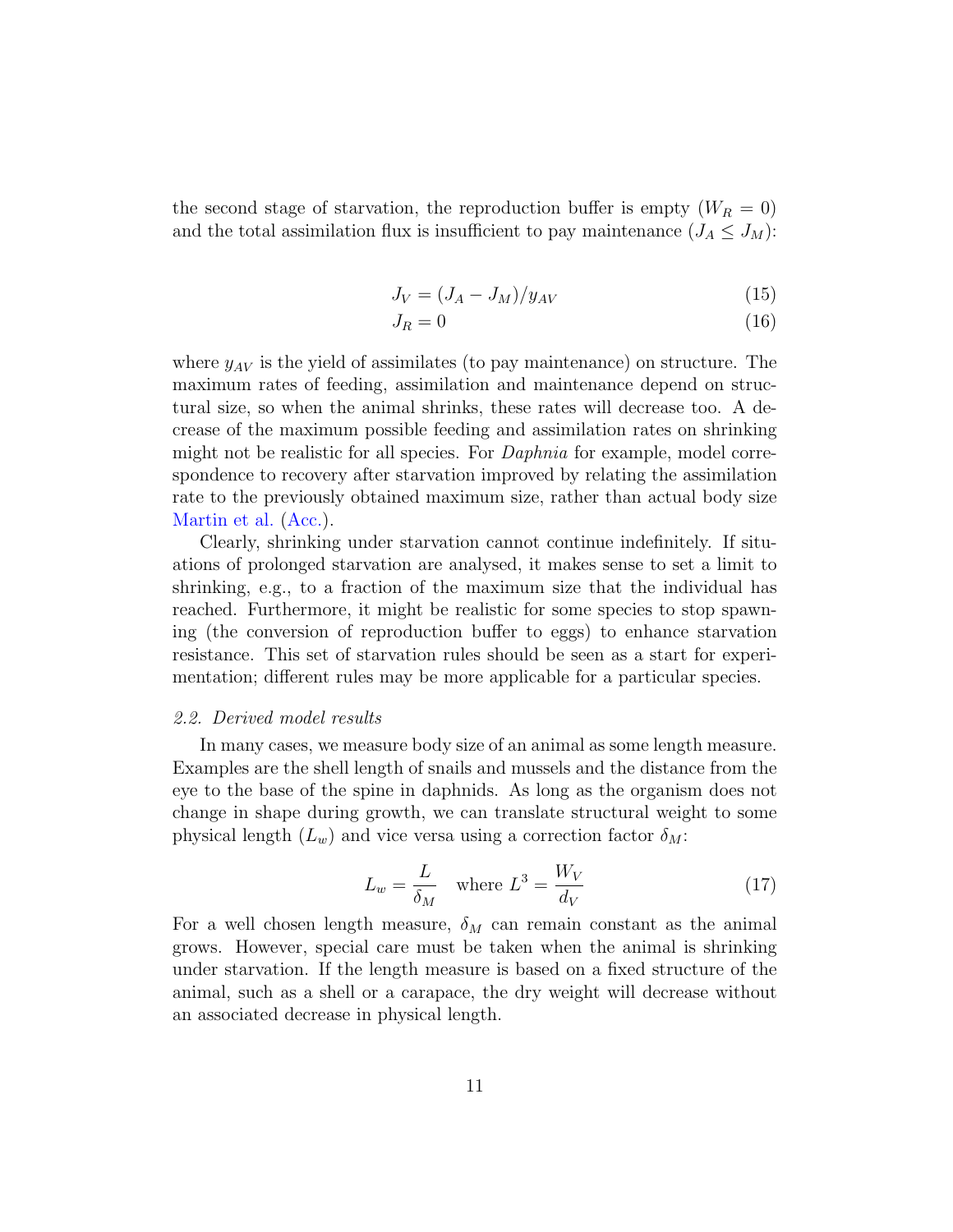the second stage of starvation, the reproduction buffer is empty ($W_R = 0$) and the total assimilation flux is insufficient to pay maintenance ($J_A \leq J_M$):

$$J_V = (J_A - J_M)/y_{AV} \tag{15}$$

$$J_R = 0 \tag{16}$$

where $y_{AV}$ is the yield of assimilates (to pay maintenance) on structure. The maximum rates of feeding, assimilation and maintenance depend on structural size, so when the animal shrinks, these rates will decrease too. A decrease of the maximum possible feeding and assimilation rates on shrinking might not be realistic for all species. For *Daphnia* for example, model correspondence to recovery after starvation improved by relating the assimilation rate to the previously obtained maximum size, rather than actual body size Martin et al. (Acc.).

Clearly, shrinking under starvation cannot continue indefinitely. If situations of prolonged starvation are analysed, it makes sense to set a limit to shrinking, e.g., to a fraction of the maximum size that the individual has reached. Furthermore, it might be realistic for some species to stop spawning (the conversion of reproduction buffer to eggs) to enhance starvation resistance. This set of starvation rules should be seen as a start for experimentation; different rules may be more applicable for a particular species.

### *2.2. Derived model results*

In many cases, we measure body size of an animal as some length measure. Examples are the shell length of snails and mussels and the distance from the eye to the base of the spine in daphnids. As long as the organism does not change in shape during growth, we can translate structural weight to some physical length ($L_w$) and vice versa using a correction factor $\delta_M$:

$$L_w = \frac{L}{\delta_M} \quad \text{where } L^3 = \frac{W_V}{d_V} \tag{17}$$

For a well chosen length measure, $\delta_M$ can remain constant as the animal grows. However, special care must be taken when the animal is shrinking under starvation. If the length measure is based on a fixed structure of the animal, such as a shell or a carapace, the dry weight will decrease without an associated decrease in physical length.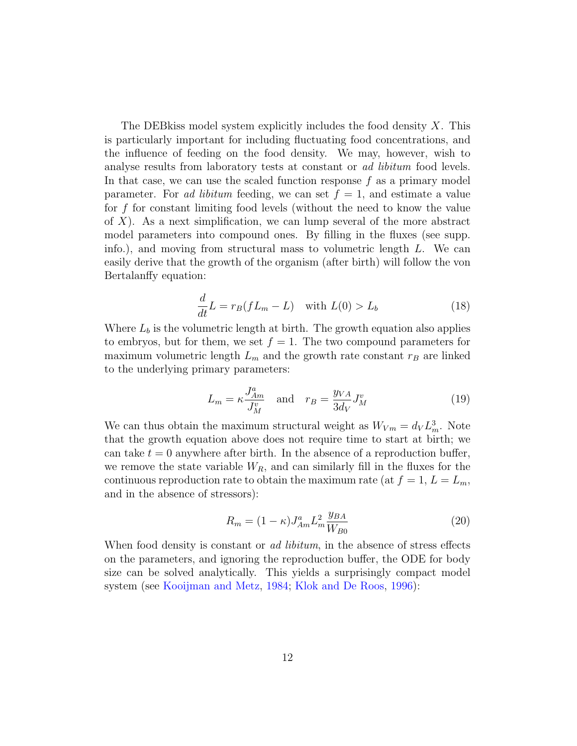The DEBkiss model system explicitly includes the food density $X$. This is particularly important for including fluctuating food concentrations, and the influence of feeding on the food density. We may, however, wish to analyse results from laboratory tests at constant or *ad libitum* food levels. In that case, we can use the scaled function response $f$ as a primary model parameter. For *ad libitum* feeding, we can set $f = 1$, and estimate a value for $f$ for constant limiting food levels (without the need to know the value of $X$). As a next simplification, we can lump several of the more abstract model parameters into compound ones. By filling in the fluxes (see supp. info.), and moving from structural mass to volumetric length $L$. We can easily derive that the growth of the organism (after birth) will follow the von Bertalanffy equation:

$$\frac{d}{dt}L = r_B(fL_m - L) \quad \text{with } L(0) > L_b \tag{18}$$

Where $L_b$ is the volumetric length at birth. The growth equation also applies to embryos, but for them, we set $f = 1$. The two compound parameters for maximum volumetric length $L_m$ and the growth rate constant $r_B$ are linked to the underlying primary parameters:

$$L_m = \kappa \frac{J^a_{Am}}{J^v_M} \quad \text{and} \quad r_B = \frac{y_{VA}}{3d_V} J^v_M \tag{19}$$

We can thus obtain the maximum structural weight as $W_{Vm} = d_V L_m^3$. Note that the growth equation above does not require time to start at birth; we can take $t = 0$ anywhere after birth. In the absence of a reproduction buffer, we remove the state variable $W_R$, and can similarly fill in the fluxes for the continuous reproduction rate to obtain the maximum rate (at $f = 1$, $L = L_m$, and in the absence of stressors):

$$R_m = (1 - \kappa) J^a_{Am} L_m^2 \frac{y_{BA}}{W_{B0}} \tag{20}$$

When food density is constant or *ad libitum*, in the absence of stress effects on the parameters, and ignoring the reproduction buffer, the ODE for body size can be solved analytically. This yields a surprisingly compact model system (see Kooijman and Metz, 1984; Klok and De Roos, 1996):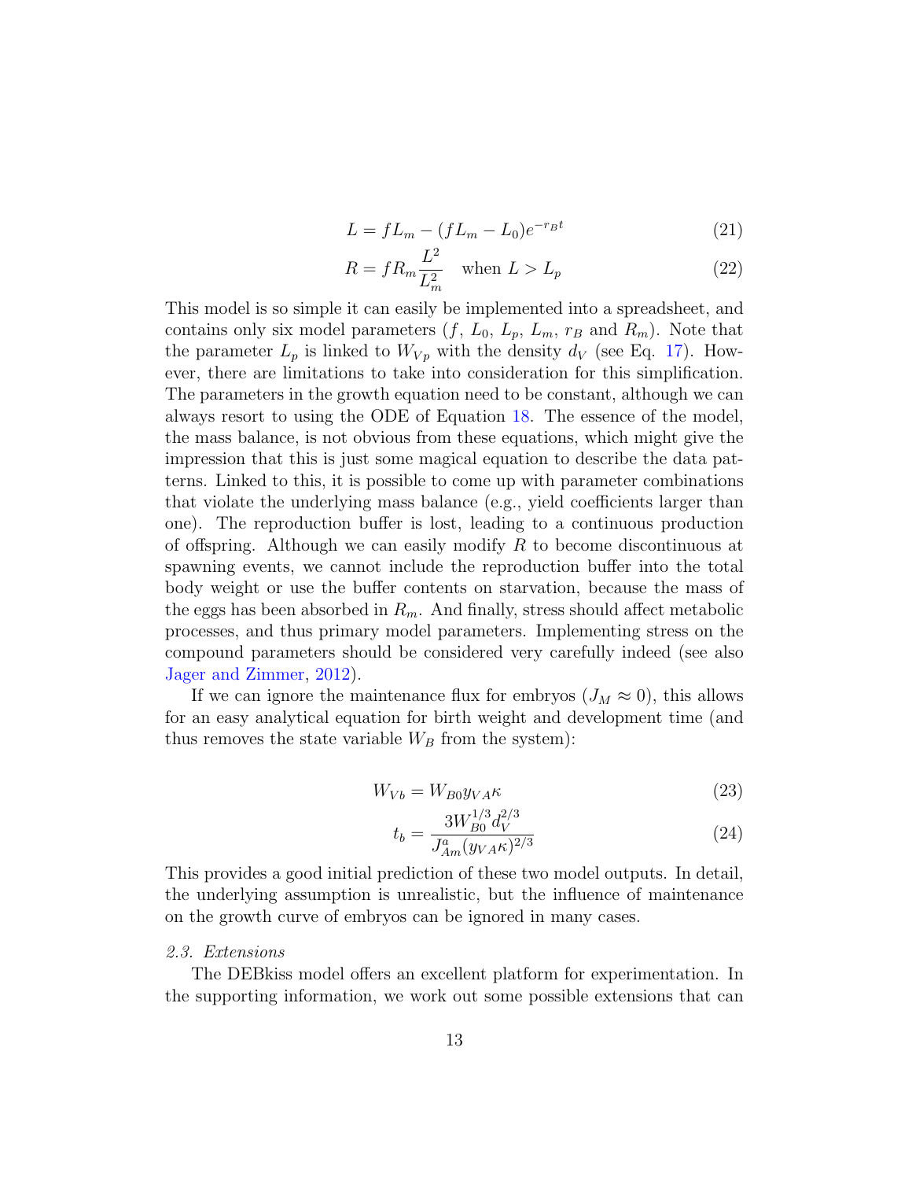$$L = fL_m - (fL_m - L_0)e^{-r_B t} \tag{21}$$

$$R = fR_m \frac{L^2}{L_m^2} \quad \text{when } L > L_p \tag{22}$$

This model is so simple it can easily be implemented into a spreadsheet, and contains only six model parameters ($f$, $L_0$, $L_p$, $L_m$, $r_B$ and $R_m$). Note that the parameter $L_p$ is linked to $W_{Vp}$ with the density $d_V$ (see Eq. 17). However, there are limitations to take into consideration for this simplification. The parameters in the growth equation need to be constant, although we can always resort to using the ODE of Equation 18. The essence of the model, the mass balance, is not obvious from these equations, which might give the impression that this is just some magical equation to describe the data patterns. Linked to this, it is possible to come up with parameter combinations that violate the underlying mass balance (e.g., yield coefficients larger than one). The reproduction buffer is lost, leading to a continuous production of offspring. Although we can easily modify $R$ to become discontinuous at spawning events, we cannot include the reproduction buffer into the total body weight or use the buffer contents on starvation, because the mass of the eggs has been absorbed in $R_m$. And finally, stress should affect metabolic processes, and thus primary model parameters. Implementing stress on the compound parameters should be considered very carefully indeed (see also Jager and Zimmer, 2012).

If we can ignore the maintenance flux for embryos ($J_M \approx 0$), this allows for an easy analytical equation for birth weight and development time (and thus removes the state variable $W_B$ from the system):

$$W_{Vb} = W_{B0} y_{VA} \kappa \tag{23}$$

$$t_b = \frac{3W_{B0}^{1/3} d_V^{2/3}}{J_{Am}^a (y_{VA}\kappa)^{2/3}} \tag{24}$$

This provides a good initial prediction of these two model outputs. In detail, the underlying assumption is unrealistic, but the influence of maintenance on the growth curve of embryos can be ignored in many cases.

### *2.3. Extensions*

The DEBkiss model offers an excellent platform for experimentation. In the supporting information, we work out some possible extensions that can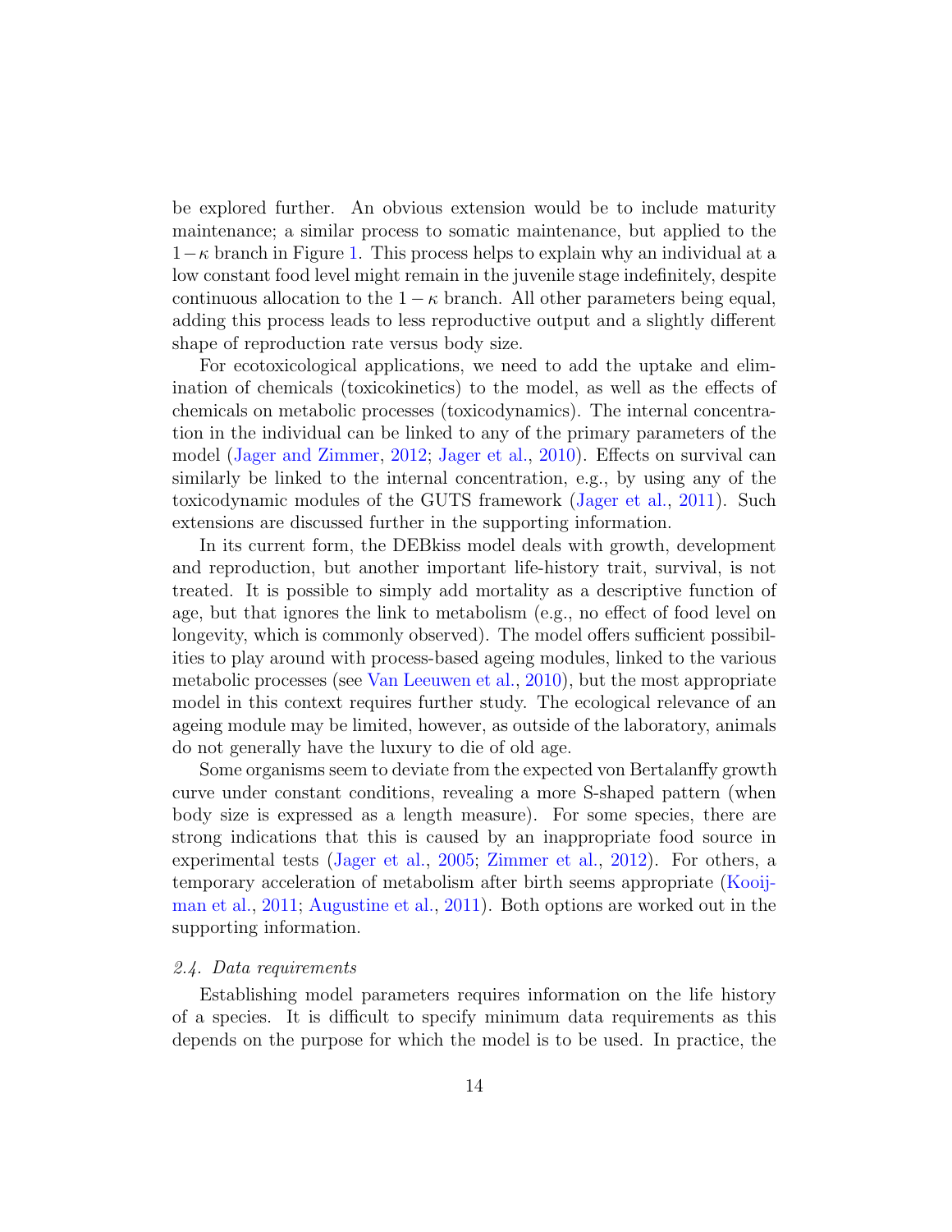be explored further. An obvious extension would be to include maturity maintenance; a similar process to somatic maintenance, but applied to the $1-\kappa$ branch in Figure 1. This process helps to explain why an individual at a low constant food level might remain in the juvenile stage indefinitely, despite continuous allocation to the $1-\kappa$ branch. All other parameters being equal, adding this process leads to less reproductive output and a slightly different shape of reproduction rate versus body size.

For ecotoxicological applications, we need to add the uptake and elimination of chemicals (toxicokinetics) to the model, as well as the effects of chemicals on metabolic processes (toxicodynamics). The internal concentration in the individual can be linked to any of the primary parameters of the model (Jager and Zimmer, 2012; Jager et al., 2010). Effects on survival can similarly be linked to the internal concentration, e.g., by using any of the toxicodynamic modules of the GUTS framework (Jager et al., 2011). Such extensions are discussed further in the supporting information.

In its current form, the DEBkiss model deals with growth, development and reproduction, but another important life-history trait, survival, is not treated. It is possible to simply add mortality as a descriptive function of age, but that ignores the link to metabolism (e.g., no effect of food level on longevity, which is commonly observed). The model offers sufficient possibilities to play around with process-based ageing modules, linked to the various metabolic processes (see Van Leeuwen et al., 2010), but the most appropriate model in this context requires further study. The ecological relevance of an ageing module may be limited, however, as outside of the laboratory, animals do not generally have the luxury to die of old age.

Some organisms seem to deviate from the expected von Bertalanffy growth curve under constant conditions, revealing a more S-shaped pattern (when body size is expressed as a length measure). For some species, there are strong indications that this is caused by an inappropriate food source in experimental tests (Jager et al., 2005; Zimmer et al., 2012). For others, a temporary acceleration of metabolism after birth seems appropriate (Kooijman et al., 2011; Augustine et al., 2011). Both options are worked out in the supporting information.

### *2.4. Data requirements*

Establishing model parameters requires information on the life history of a species. It is difficult to specify minimum data requirements as this depends on the purpose for which the model is to be used. In practice, the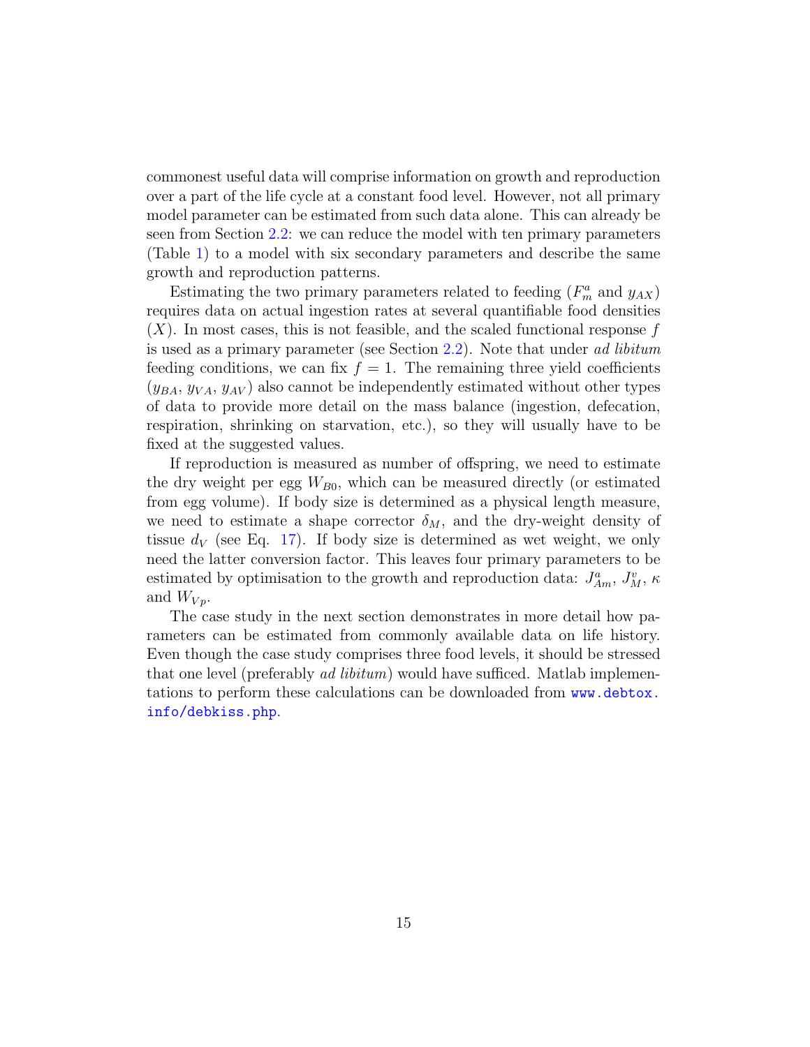commonest useful data will comprise information on growth and reproduction over a part of the life cycle at a constant food level. However, not all primary model parameter can be estimated from such data alone. This can already be seen from Section 2.2: we can reduce the model with ten primary parameters (Table 1) to a model with six secondary parameters and describe the same growth and reproduction patterns.

Estimating the two primary parameters related to feeding ($F^a_m$ and $y_{AX}$) requires data on actual ingestion rates at several quantifiable food densities ($X$). In most cases, this is not feasible, and the scaled functional response $f$ is used as a primary parameter (see Section 2.2). Note that under *ad libitum* feeding conditions, we can fix $f = 1$. The remaining three yield coefficients ($y_{BA}$, $y_{VA}$, $y_{AV}$) also cannot be independently estimated without other types of data to provide more detail on the mass balance (ingestion, defecation, respiration, shrinking on starvation, etc.), so they will usually have to be fixed at the suggested values.

If reproduction is measured as number of offspring, we need to estimate the dry weight per egg $W_{B0}$, which can be measured directly (or estimated from egg volume). If body size is determined as a physical length measure, we need to estimate a shape corrector $\delta_M$, and the dry-weight density of tissue $d_V$ (see Eq. 17). If body size is determined as wet weight, we only need the latter conversion factor. This leaves four primary parameters to be estimated by optimisation to the growth and reproduction data: $J^a_{Am}$, $J^v_M$, $\kappa$ and $W_{Vp}$.

The case study in the next section demonstrates in more detail how parameters can be estimated from commonly available data on life history. Even though the case study comprises three food levels, it should be stressed that one level (preferably *ad libitum*) would have sufficed. Matlab implementations to perform these calculations can be downloaded from www.debtox.info/debkiss.php.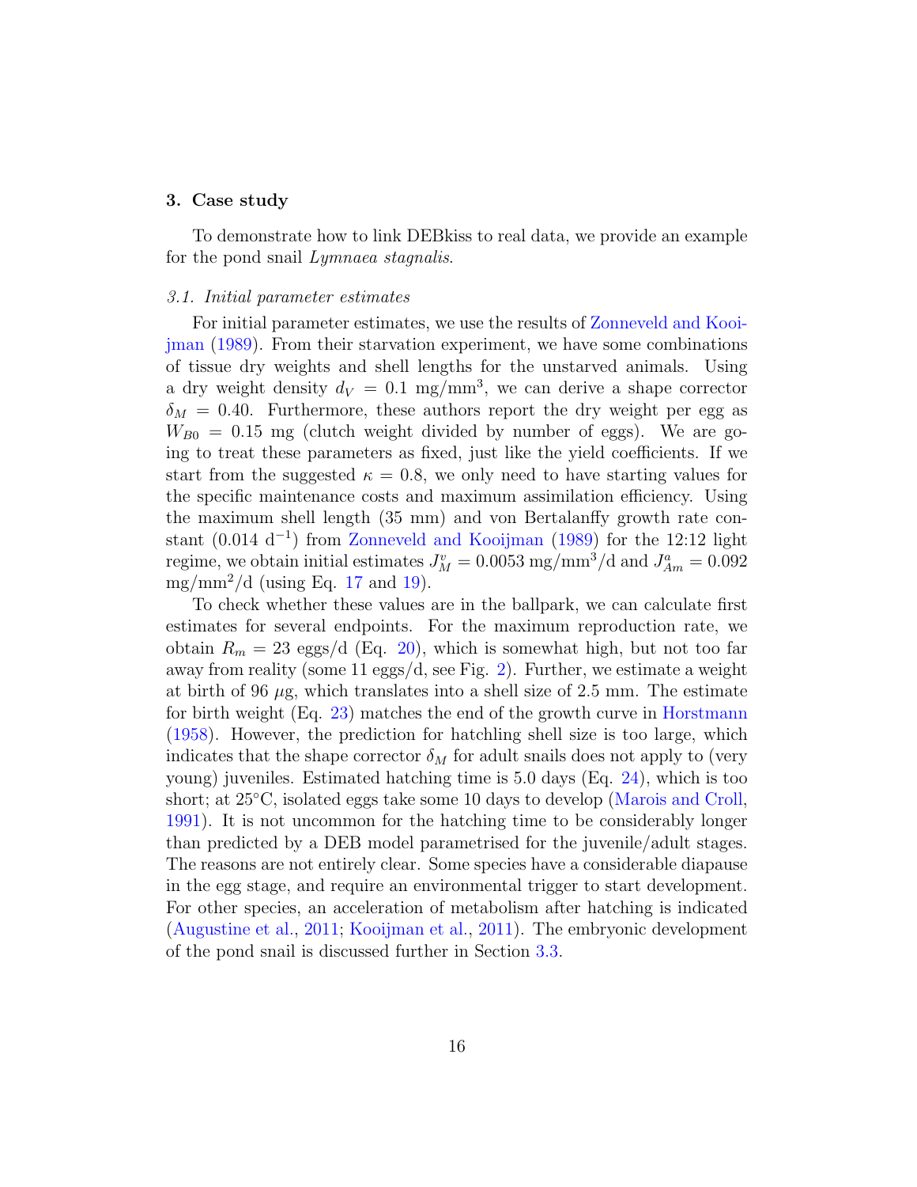## 3. Case study

To demonstrate how to link DEBkiss to real data, we provide an example for the pond snail *Lymnaea stagnalis*.

### 3.1. Initial parameter estimates

For initial parameter estimates, we use the results of Zonneveld and Kooijman (1989). From their starvation experiment, we have some combinations of tissue dry weights and shell lengths for the unstarved animals. Using a dry weight density $d_V = 0.1$ mg/mm$^3$, we can derive a shape corrector $\delta_M = 0.40$. Furthermore, these authors report the dry weight per egg as $W_{B0} = 0.15$ mg (clutch weight divided by number of eggs). We are going to treat these parameters as fixed, just like the yield coefficients. If we start from the suggested $\kappa = 0.8$, we only need to have starting values for the specific maintenance costs and maximum assimilation efficiency. Using the maximum shell length (35 mm) and von Bertalanffy growth rate constant (0.014 d$^{-1}$) from Zonneveld and Kooijman (1989) for the 12:12 light regime, we obtain initial estimates $J^v_M = 0.0053$ mg/mm$^3$/d and $J^a_{Am} = 0.092$ mg/mm$^2$/d (using Eq. 17 and 19).

To check whether these values are in the ballpark, we can calculate first estimates for several endpoints. For the maximum reproduction rate, we obtain $R_m = 23$ eggs/d (Eq. 20), which is somewhat high, but not too far away from reality (some 11 eggs/d, see Fig. 2). Further, we estimate a weight at birth of 96 $\mu$g, which translates into a shell size of 2.5 mm. The estimate for birth weight (Eq. 23) matches the end of the growth curve in Horstmann (1958). However, the prediction for hatchling shell size is too large, which indicates that the shape corrector $\delta_M$ for adult snails does not apply to (very young) juveniles. Estimated hatching time is 5.0 days (Eq. 24), which is too short; at 25°C, isolated eggs take some 10 days to develop (Marois and Croll, 1991). It is not uncommon for the hatching time to be considerably longer than predicted by a DEB model parametrised for the juvenile/adult stages. The reasons are not entirely clear. Some species have a considerable diapause in the egg stage, and require an environmental trigger to start development. For other species, an acceleration of metabolism after hatching is indicated (Augustine et al., 2011; Kooijman et al., 2011). The embryonic development of the pond snail is discussed further in Section 3.3.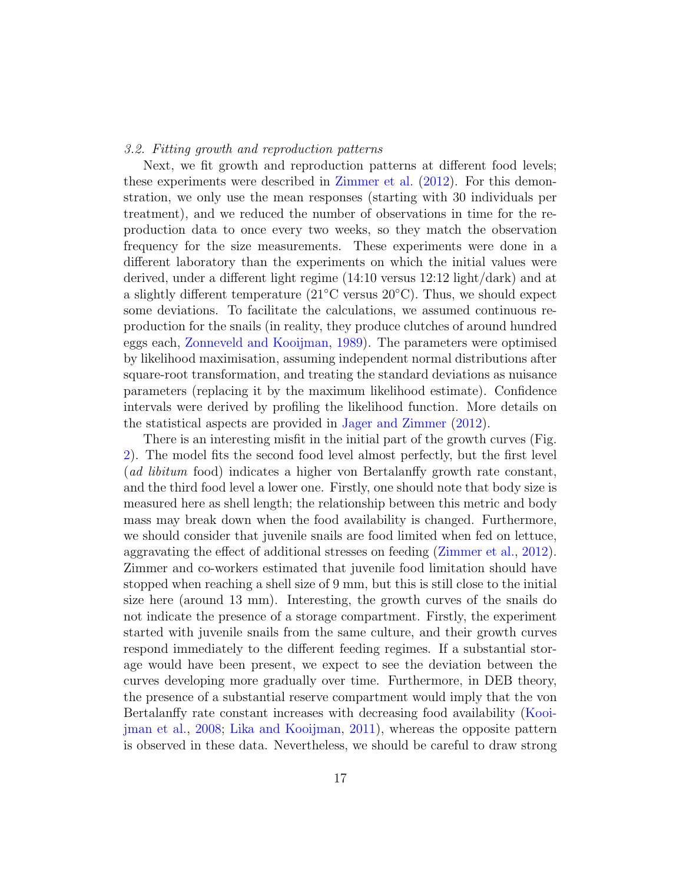### *3.2. Fitting growth and reproduction patterns*

Next, we fit growth and reproduction patterns at different food levels; these experiments were described in Zimmer et al. (2012). For this demonstration, we only use the mean responses (starting with 30 individuals per treatment), and we reduced the number of observations in time for the reproduction data to once every two weeks, so they match the observation frequency for the size measurements. These experiments were done in a different laboratory than the experiments on which the initial values were derived, under a different light regime (14:10 versus 12:12 light/dark) and at a slightly different temperature (21°C versus 20°C). Thus, we should expect some deviations. To facilitate the calculations, we assumed continuous reproduction for the snails (in reality, they produce clutches of around hundred eggs each, Zonneveld and Kooijman, 1989). The parameters were optimised by likelihood maximisation, assuming independent normal distributions after square-root transformation, and treating the standard deviations as nuisance parameters (replacing it by the maximum likelihood estimate). Confidence intervals were derived by profiling the likelihood function. More details on the statistical aspects are provided in Jager and Zimmer (2012).

There is an interesting misfit in the initial part of the growth curves (Fig. 2). The model fits the second food level almost perfectly, but the first level (*ad libitum* food) indicates a higher von Bertalanffy growth rate constant, and the third food level a lower one. Firstly, one should note that body size is measured here as shell length; the relationship between this metric and body mass may break down when the food availability is changed. Furthermore, we should consider that juvenile snails are food limited when fed on lettuce, aggravating the effect of additional stresses on feeding (Zimmer et al., 2012). Zimmer and co-workers estimated that juvenile food limitation should have stopped when reaching a shell size of 9 mm, but this is still close to the initial size here (around 13 mm). Interesting, the growth curves of the snails do not indicate the presence of a storage compartment. Firstly, the experiment started with juvenile snails from the same culture, and their growth curves respond immediately to the different feeding regimes. If a substantial storage would have been present, we expect to see the deviation between the curves developing more gradually over time. Furthermore, in DEB theory, the presence of a substantial reserve compartment would imply that the von Bertalanffy rate constant increases with decreasing food availability (Kooijman et al., 2008; Lika and Kooijman, 2011), whereas the opposite pattern is observed in these data. Nevertheless, we should be careful to draw strong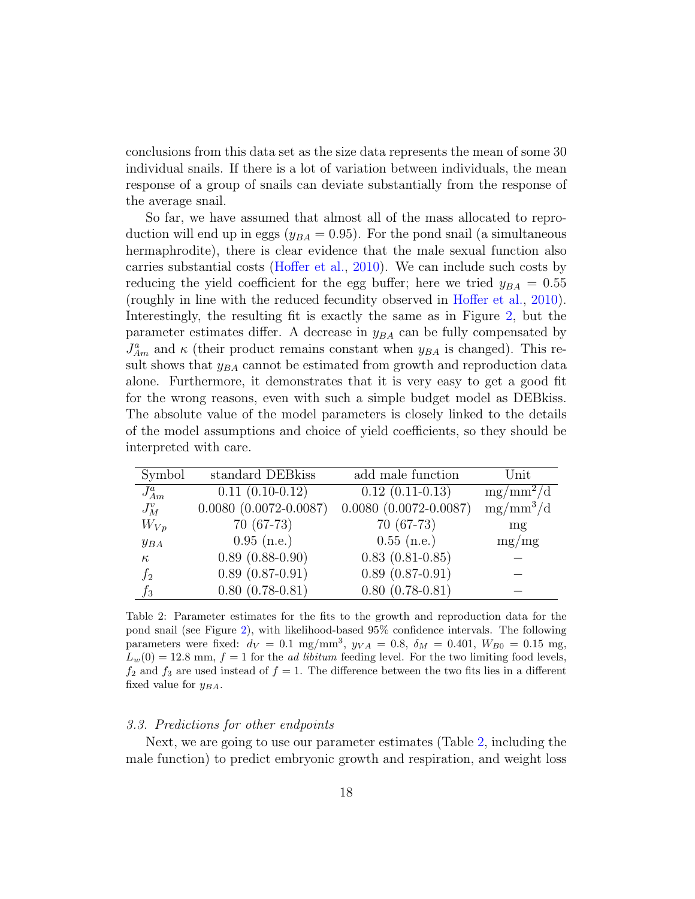conclusions from this data set as the size data represents the mean of some 30 individual snails. If there is a lot of variation between individuals, the mean response of a group of snails can deviate substantially from the response of the average snail.

So far, we have assumed that almost all of the mass allocated to reproduction will end up in eggs ($y_{BA} = 0.95$). For the pond snail (a simultaneous hermaphrodite), there is clear evidence that the male sexual function also carries substantial costs (Hoffer et al., 2010). We can include such costs by reducing the yield coefficient for the egg buffer; here we tried $y_{BA} = 0.55$ (roughly in line with the reduced fecundity observed in Hoffer et al., 2010). Interestingly, the resulting fit is exactly the same as in Figure 2, but the parameter estimates differ. A decrease in $y_{BA}$ can be fully compensated by $J^a_{Am}$ and $\kappa$ (their product remains constant when $y_{BA}$ is changed). This result shows that $y_{BA}$ cannot be estimated from growth and reproduction data alone. Furthermore, it demonstrates that it is very easy to get a good fit for the wrong reasons, even with such a simple budget model as DEBkiss. The absolute value of the model parameters is closely linked to the details of the model assumptions and choice of yield coefficients, so they should be interpreted with care.

| Symbol | standard DEBkiss | add male function | Unit |
|---|---|---|---|
| $J^a_{Am}$ | 0.11 (0.10-0.12) | 0.12 (0.11-0.13) | mg/mm$^2$/d |
| $J^v_M$ | 0.0080 (0.0072-0.0087) | 0.0080 (0.0072-0.0087) | mg/mm$^3$/d |
| $W_{Vp}$ | 70 (67-73) | 70 (67-73) | mg |
| $y_{BA}$ | 0.95 (n.e.) | 0.55 (n.e.) | mg/mg |
| $\kappa$ | 0.89 (0.88-0.90) | 0.83 (0.81-0.85) | – |
| $f_2$ | 0.89 (0.87-0.91) | 0.89 (0.87-0.91) | – |
| $f_3$ | 0.80 (0.78-0.81) | 0.80 (0.78-0.81) | – |

Table 2: Parameter estimates for the fits to the growth and reproduction data for the pond snail (see Figure 2), with likelihood-based 95% confidence intervals. The following parameters were fixed: $d_V = 0.1$ mg/mm$^3$, $y_{VA} = 0.8$, $\delta_M = 0.401$, $W_{B0} = 0.15$ mg, $L_w(0) = 12.8$ mm, $f = 1$ for the *ad libitum* feeding level. For the two limiting food levels, $f_2$ and $f_3$ are used instead of $f = 1$. The difference between the two fits lies in a different fixed value for $y_{BA}$.

### *3.3. Predictions for other endpoints*

Next, we are going to use our parameter estimates (Table 2, including the male function) to predict embryonic growth and respiration, and weight loss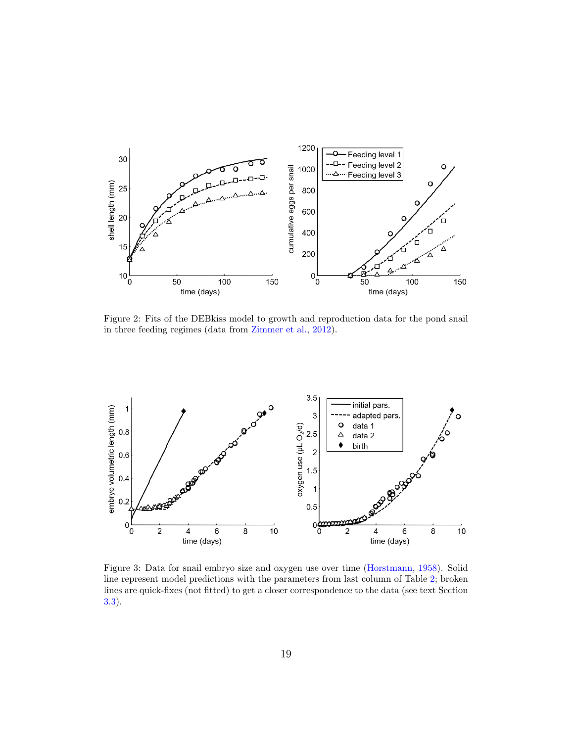Figure 2: Fits of the DEBkiss model to growth and reproduction data for the pond snail in three feeding regimes (data from Zimmer et al., 2012).

Figure 3: Data for snail embryo size and oxygen use over time (Horstmann, 1958). Solid line represent model predictions with the parameters from last column of Table 2; broken lines are quick-fixes (not fitted) to get a closer correspondence to the data (see text Section 3.3).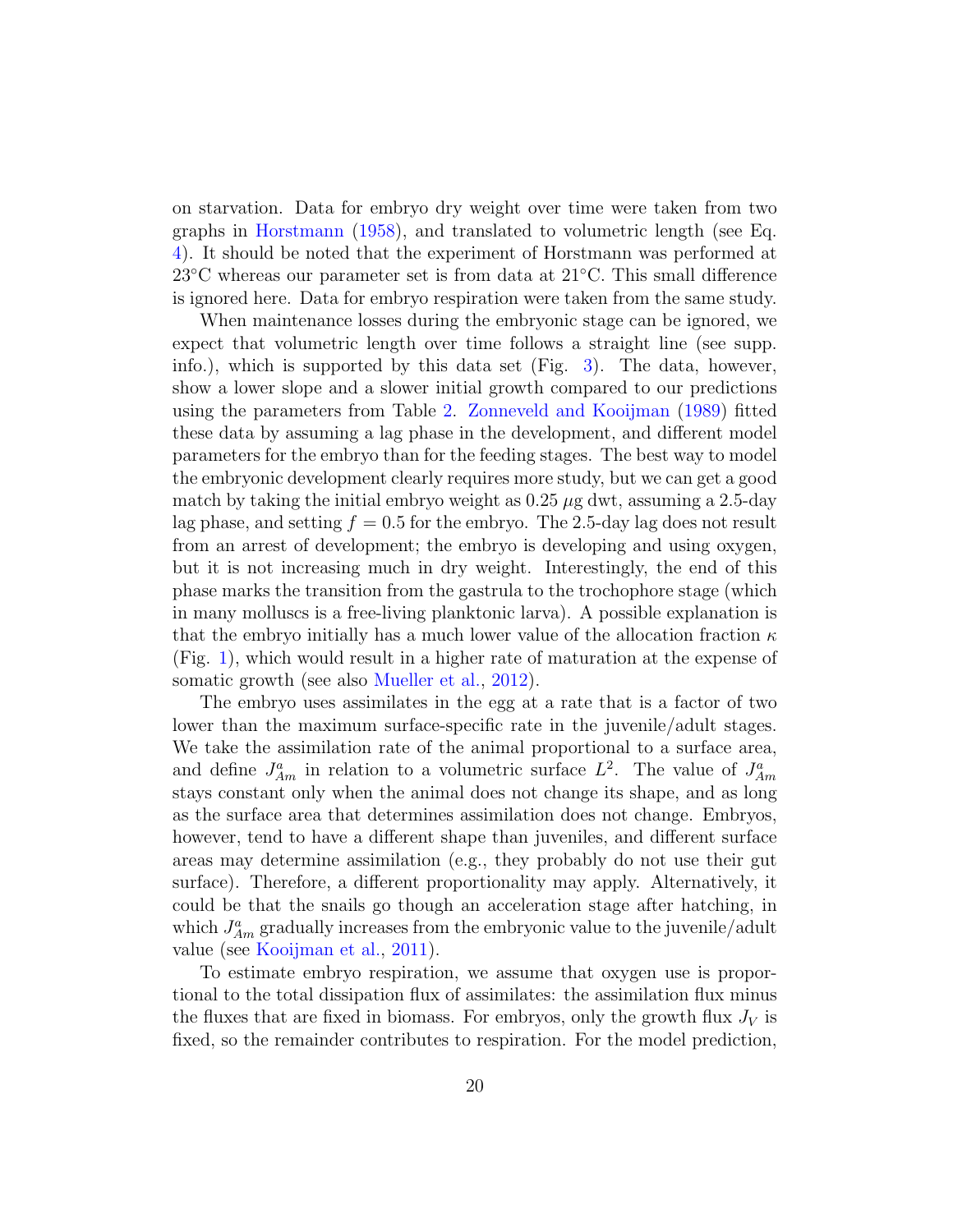on starvation. Data for embryo dry weight over time were taken from two graphs in Horstmann (1958), and translated to volumetric length (see Eq. 4). It should be noted that the experiment of Horstmann was performed at 23°C whereas our parameter set is from data at 21°C. This small difference is ignored here. Data for embryo respiration were taken from the same study.

When maintenance losses during the embryonic stage can be ignored, we expect that volumetric length over time follows a straight line (see supp. info.), which is supported by this data set (Fig. 3). The data, however, show a lower slope and a slower initial growth compared to our predictions using the parameters from Table 2. Zonneveld and Kooijman (1989) fitted these data by assuming a lag phase in the development, and different model parameters for the embryo than for the feeding stages. The best way to model the embryonic development clearly requires more study, but we can get a good match by taking the initial embryo weight as 0.25 $\mu$g dwt, assuming a 2.5-day lag phase, and setting $f = 0.5$ for the embryo. The 2.5-day lag does not result from an arrest of development; the embryo is developing and using oxygen, but it is not increasing much in dry weight. Interestingly, the end of this phase marks the transition from the gastrula to the trochophore stage (which in many molluscs is a free-living planktonic larva). A possible explanation is that the embryo initially has a much lower value of the allocation fraction $\kappa$ (Fig. 1), which would result in a higher rate of maturation at the expense of somatic growth (see also Mueller et al., 2012).

The embryo uses assimilates in the egg at a rate that is a factor of two lower than the maximum surface-specific rate in the juvenile/adult stages. We take the assimilation rate of the animal proportional to a surface area, and define $J^a_{Am}$ in relation to a volumetric surface $L^2$. The value of $J^a_{Am}$ stays constant only when the animal does not change its shape, and as long as the surface area that determines assimilation does not change. Embryos, however, tend to have a different shape than juveniles, and different surface areas may determine assimilation (e.g., they probably do not use their gut surface). Therefore, a different proportionality may apply. Alternatively, it could be that the snails go though an acceleration stage after hatching, in which $J^a_{Am}$ gradually increases from the embryonic value to the juvenile/adult value (see Kooijman et al., 2011).

To estimate embryo respiration, we assume that oxygen use is proportional to the total dissipation flux of assimilates: the assimilation flux minus the fluxes that are fixed in biomass. For embryos, only the growth flux $J_V$ is fixed, so the remainder contributes to respiration. For the model prediction,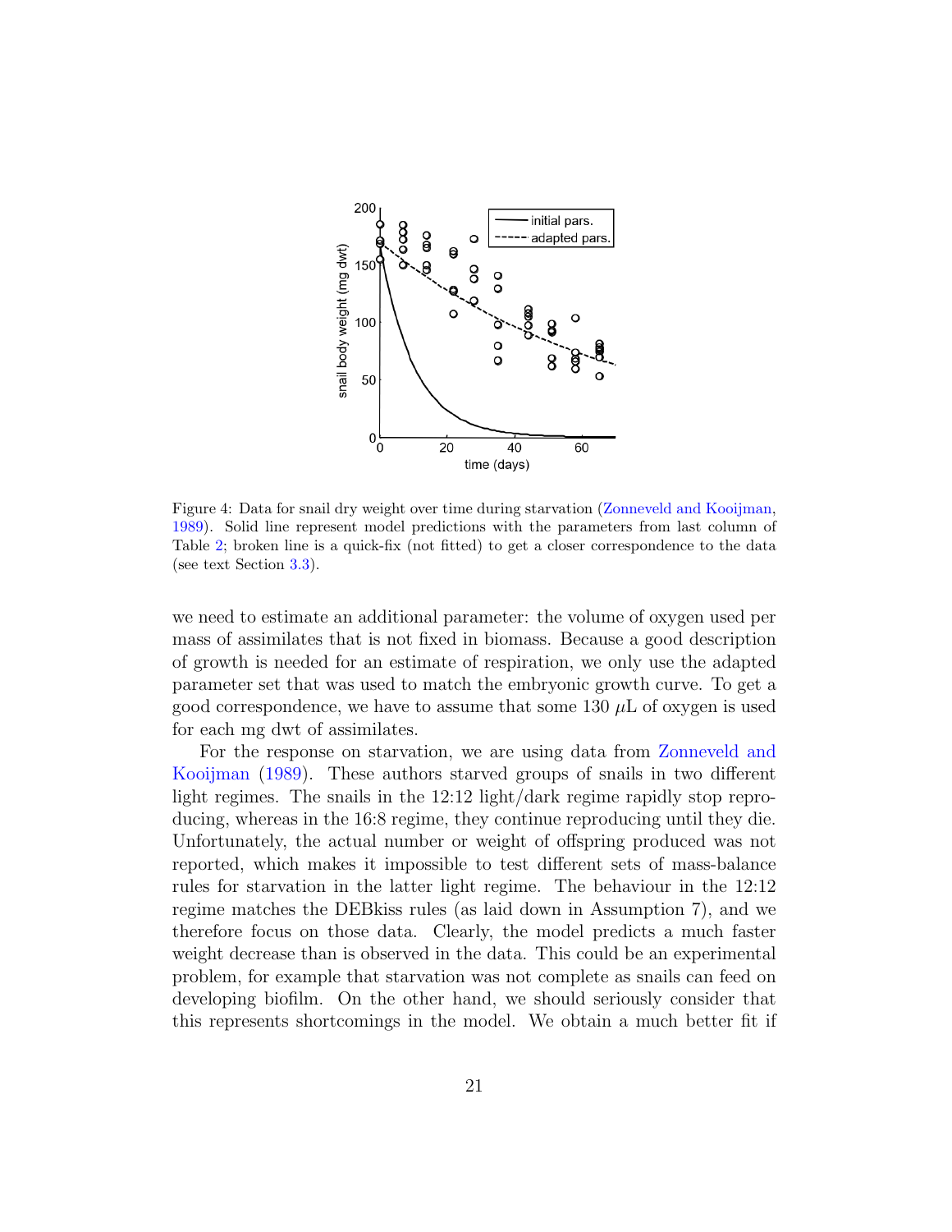Figure 4: Data for snail dry weight over time during starvation (Zonneveld and Kooijman, 1989). Solid line represent model predictions with the parameters from last column of Table 2; broken line is a quick-fix (not fitted) to get a closer correspondence to the data (see text Section 3.3).

we need to estimate an additional parameter: the volume of oxygen used per mass of assimilates that is not fixed in biomass. Because a good description of growth is needed for an estimate of respiration, we only use the adapted parameter set that was used to match the embryonic growth curve. To get a good correspondence, we have to assume that some 130 $\mu$L of oxygen is used for each mg dwt of assimilates.

For the response on starvation, we are using data from Zonneveld and Kooijman (1989). These authors starved groups of snails in two different light regimes. The snails in the 12:12 light/dark regime rapidly stop reproducing, whereas in the 16:8 regime, they continue reproducing until they die. Unfortunately, the actual number or weight of offspring produced was not reported, which makes it impossible to test different sets of mass-balance rules for starvation in the latter light regime. The behaviour in the 12:12 regime matches the DEBkiss rules (as laid down in Assumption 7), and we therefore focus on those data. Clearly, the model predicts a much faster weight decrease than is observed in the data. This could be an experimental problem, for example that starvation was not complete as snails can feed on developing biofilm. On the other hand, we should seriously consider that this represents shortcomings in the model. We obtain a much better fit if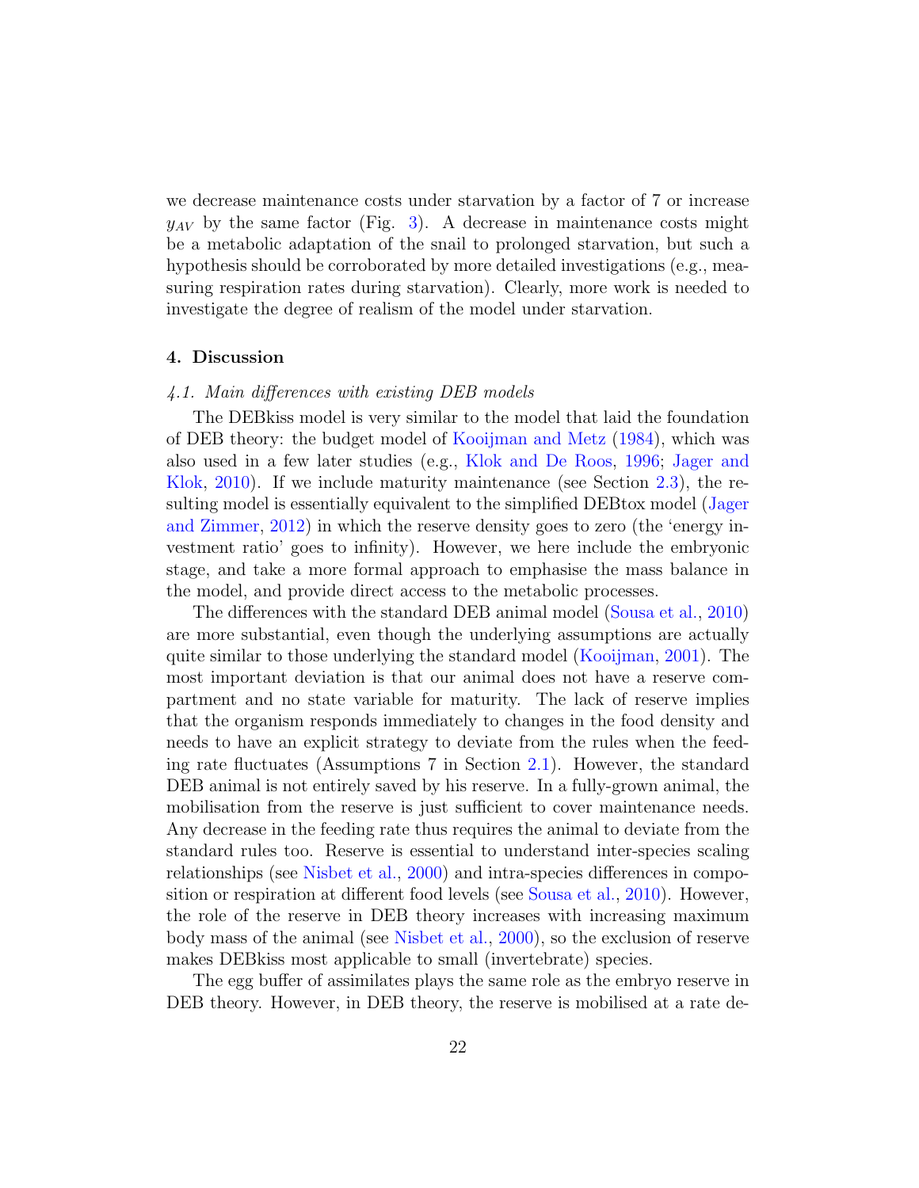we decrease maintenance costs under starvation by a factor of 7 or increase $y_{AV}$ by the same factor (Fig. 3). A decrease in maintenance costs might be a metabolic adaptation of the snail to prolonged starvation, but such a hypothesis should be corroborated by more detailed investigations (e.g., measuring respiration rates during starvation). Clearly, more work is needed to investigate the degree of realism of the model under starvation.

## 4. Discussion

### *4.1. Main differences with existing DEB models*

The DEBkiss model is very similar to the model that laid the foundation of DEB theory: the budget model of Kooijman and Metz (1984), which was also used in a few later studies (e.g., Klok and De Roos, 1996; Jager and Klok, 2010). If we include maturity maintenance (see Section 2.3), the resulting model is essentially equivalent to the simplified DEBtox model (Jager and Zimmer, 2012) in which the reserve density goes to zero (the 'energy investment ratio' goes to infinity). However, we here include the embryonic stage, and take a more formal approach to emphasise the mass balance in the model, and provide direct access to the metabolic processes.

The differences with the standard DEB animal model (Sousa et al., 2010) are more substantial, even though the underlying assumptions are actually quite similar to those underlying the standard model (Kooijman, 2001). The most important deviation is that our animal does not have a reserve compartment and no state variable for maturity. The lack of reserve implies that the organism responds immediately to changes in the food density and needs to have an explicit strategy to deviate from the rules when the feeding rate fluctuates (Assumptions 7 in Section 2.1). However, the standard DEB animal is not entirely saved by his reserve. In a fully-grown animal, the mobilisation from the reserve is just sufficient to cover maintenance needs. Any decrease in the feeding rate thus requires the animal to deviate from the standard rules too. Reserve is essential to understand inter-species scaling relationships (see Nisbet et al., 2000) and intra-species differences in composition or respiration at different food levels (see Sousa et al., 2010). However, the role of the reserve in DEB theory increases with increasing maximum body mass of the animal (see Nisbet et al., 2000), so the exclusion of reserve makes DEBkiss most applicable to small (invertebrate) species.

The egg buffer of assimilates plays the same role as the embryo reserve in DEB theory. However, in DEB theory, the reserve is mobilised at a rate de-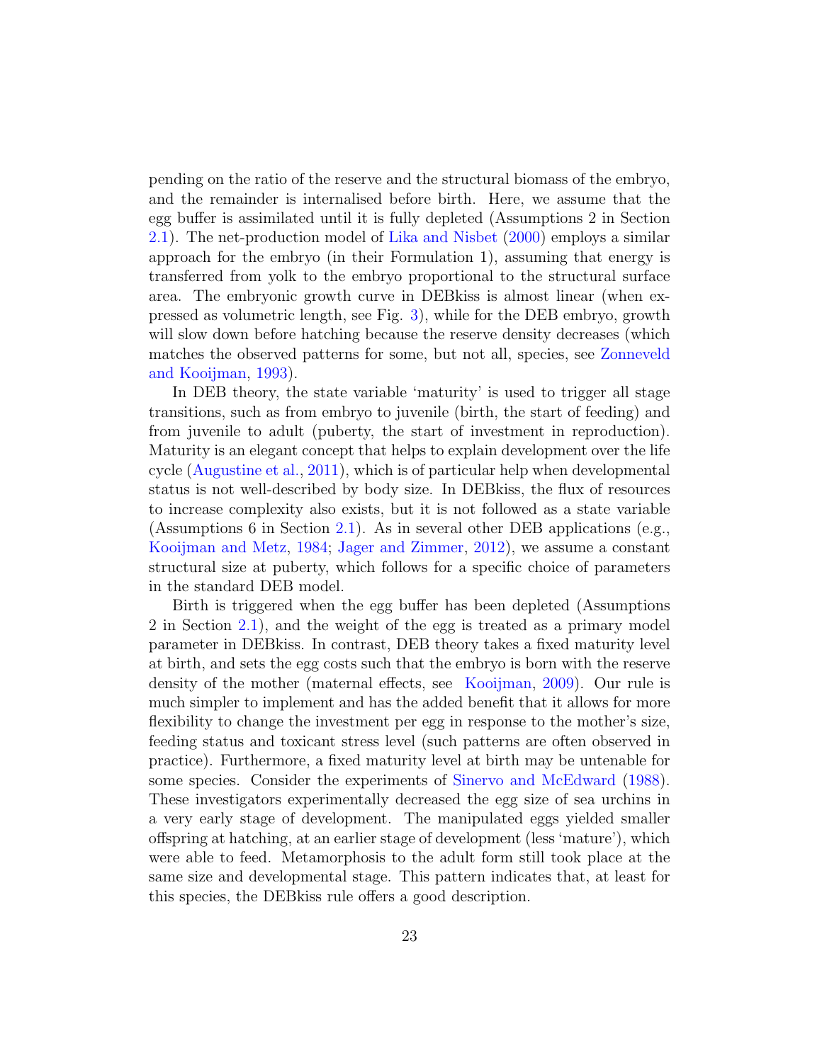pending on the ratio of the reserve and the structural biomass of the embryo, and the remainder is internalised before birth. Here, we assume that the egg buffer is assimilated until it is fully depleted (Assumptions 2 in Section 2.1). The net-production model of Lika and Nisbet (2000) employs a similar approach for the embryo (in their Formulation 1), assuming that energy is transferred from yolk to the embryo proportional to the structural surface area. The embryonic growth curve in DEBkiss is almost linear (when expressed as volumetric length, see Fig. 3), while for the DEB embryo, growth will slow down before hatching because the reserve density decreases (which matches the observed patterns for some, but not all, species, see Zonneveld and Kooijman, 1993).

In DEB theory, the state variable 'maturity' is used to trigger all stage transitions, such as from embryo to juvenile (birth, the start of feeding) and from juvenile to adult (puberty, the start of investment in reproduction). Maturity is an elegant concept that helps to explain development over the life cycle (Augustine et al., 2011), which is of particular help when developmental status is not well-described by body size. In DEBkiss, the flux of resources to increase complexity also exists, but it is not followed as a state variable (Assumptions 6 in Section 2.1). As in several other DEB applications (e.g., Kooijman and Metz, 1984; Jager and Zimmer, 2012), we assume a constant structural size at puberty, which follows for a specific choice of parameters in the standard DEB model.

Birth is triggered when the egg buffer has been depleted (Assumptions 2 in Section 2.1), and the weight of the egg is treated as a primary model parameter in DEBkiss. In contrast, DEB theory takes a fixed maturity level at birth, and sets the egg costs such that the embryo is born with the reserve density of the mother (maternal effects, see Kooijman, 2009). Our rule is much simpler to implement and has the added benefit that it allows for more flexibility to change the investment per egg in response to the mother's size, feeding status and toxicant stress level (such patterns are often observed in practice). Furthermore, a fixed maturity level at birth may be untenable for some species. Consider the experiments of Sinervo and McEdward (1988). These investigators experimentally decreased the egg size of sea urchins in a very early stage of development. The manipulated eggs yielded smaller offspring at hatching, at an earlier stage of development (less 'mature'), which were able to feed. Metamorphosis to the adult form still took place at the same size and developmental stage. This pattern indicates that, at least for this species, the DEBkiss rule offers a good description.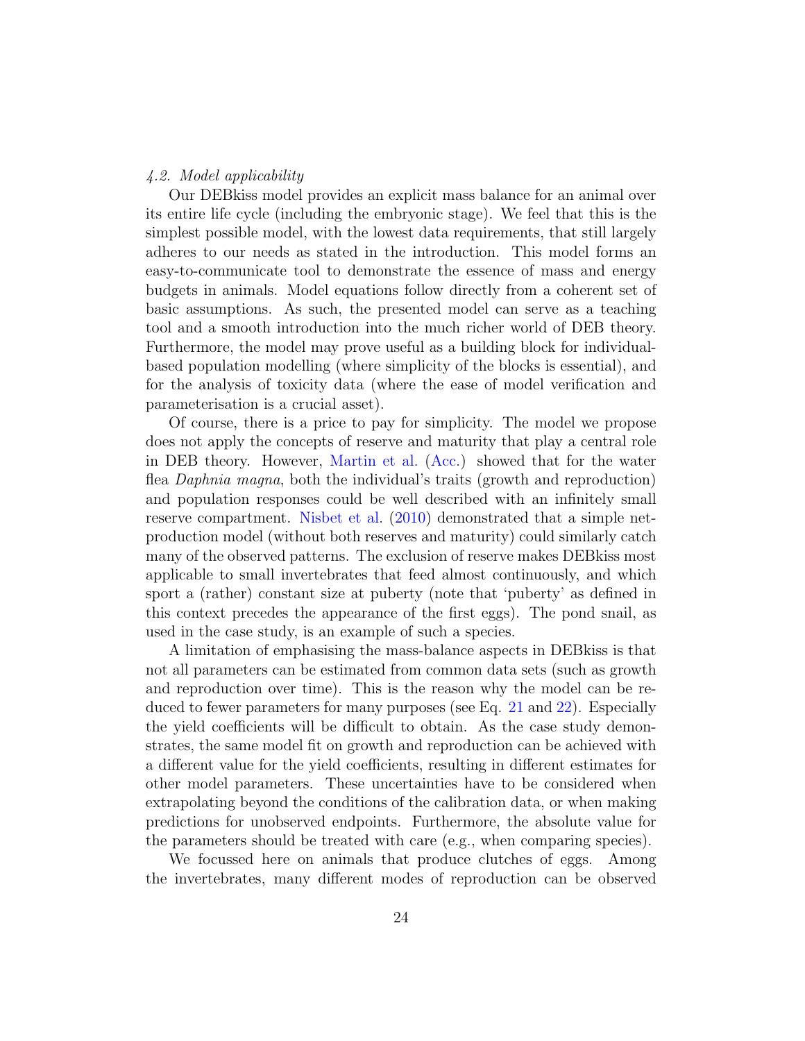### 4.2. Model applicability

Our DEBkiss model provides an explicit mass balance for an animal over its entire life cycle (including the embryonic stage). We feel that this is the simplest possible model, with the lowest data requirements, that still largely adheres to our needs as stated in the introduction. This model forms an easy-to-communicate tool to demonstrate the essence of mass and energy budgets in animals. Model equations follow directly from a coherent set of basic assumptions. As such, the presented model can serve as a teaching tool and a smooth introduction into the much richer world of DEB theory. Furthermore, the model may prove useful as a building block for individual-based population modelling (where simplicity of the blocks is essential), and for the analysis of toxicity data (where the ease of model verification and parameterisation is a crucial asset).

Of course, there is a price to pay for simplicity. The model we propose does not apply the concepts of reserve and maturity that play a central role in DEB theory. However, Martin et al. (Acc.) showed that for the water flea *Daphnia magna*, both the individual's traits (growth and reproduction) and population responses could be well described with an infinitely small reserve compartment. Nisbet et al. (2010) demonstrated that a simple net-production model (without both reserves and maturity) could similarly catch many of the observed patterns. The exclusion of reserve makes DEBkiss most applicable to small invertebrates that feed almost continuously, and which sport a (rather) constant size at puberty (note that 'puberty' as defined in this context precedes the appearance of the first eggs). The pond snail, as used in the case study, is an example of such a species.

A limitation of emphasising the mass-balance aspects in DEBkiss is that not all parameters can be estimated from common data sets (such as growth and reproduction over time). This is the reason why the model can be reduced to fewer parameters for many purposes (see Eq. 21 and 22). Especially the yield coefficients will be difficult to obtain. As the case study demonstrates, the same model fit on growth and reproduction can be achieved with a different value for the yield coefficients, resulting in different estimates for other model parameters. These uncertainties have to be considered when extrapolating beyond the conditions of the calibration data, or when making predictions for unobserved endpoints. Furthermore, the absolute value for the parameters should be treated with care (e.g., when comparing species).

We focussed here on animals that produce clutches of eggs. Among the invertebrates, many different modes of reproduction can be observed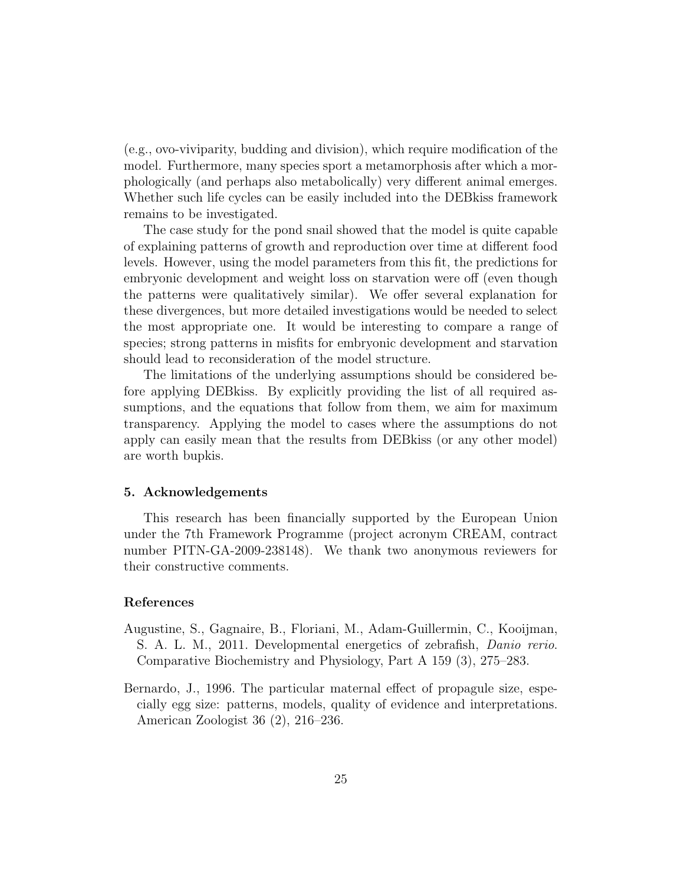(e.g., ovo-viviparity, budding and division), which require modification of the model. Furthermore, many species sport a metamorphosis after which a morphologically (and perhaps also metabolically) very different animal emerges. Whether such life cycles can be easily included into the DEBkiss framework remains to be investigated.

The case study for the pond snail showed that the model is quite capable of explaining patterns of growth and reproduction over time at different food levels. However, using the model parameters from this fit, the predictions for embryonic development and weight loss on starvation were off (even though the patterns were qualitatively similar). We offer several explanation for these divergences, but more detailed investigations would be needed to select the most appropriate one. It would be interesting to compare a range of species; strong patterns in misfits for embryonic development and starvation should lead to reconsideration of the model structure.

The limitations of the underlying assumptions should be considered before applying DEBkiss. By explicitly providing the list of all required assumptions, and the equations that follow from them, we aim for maximum transparency. Applying the model to cases where the assumptions do not apply can easily mean that the results from DEBkiss (or any other model) are worth bupkis.

## 5. Acknowledgements

This research has been financially supported by the European Union under the 7th Framework Programme (project acronym CREAM, contract number PITN-GA-2009-238148). We thank two anonymous reviewers for their constructive comments.

## References

Augustine, S., Gagnaire, B., Floriani, M., Adam-Guillermin, C., Kooijman, S. A. L. M., 2011. Developmental energetics of zebrafish, *Danio rerio*. Comparative Biochemistry and Physiology, Part A 159 (3), 275–283.

Bernardo, J., 1996. The particular maternal effect of propagule size, especially egg size: patterns, models, quality of evidence and interpretations. American Zoologist 36 (2), 216–236.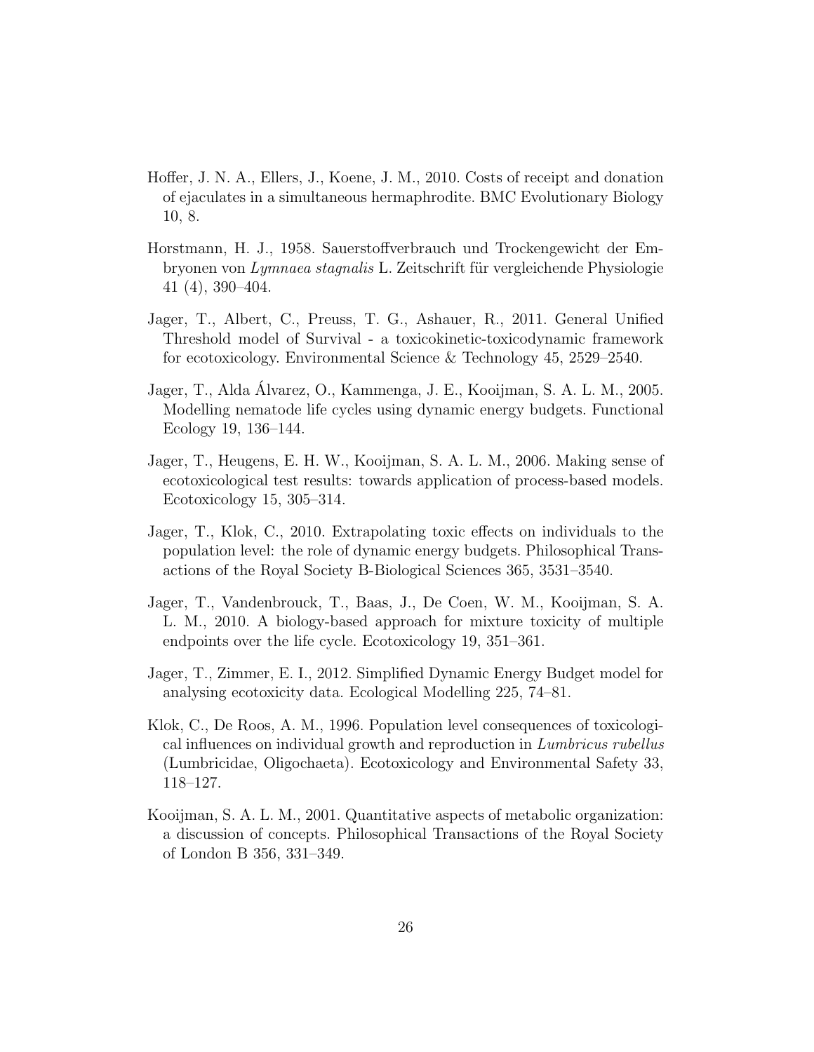Hoffer, J. N. A., Ellers, J., Koene, J. M., 2010. Costs of receipt and donation of ejaculates in a simultaneous hermaphrodite. BMC Evolutionary Biology 10, 8.

Horstmann, H. J., 1958. Sauerstoffverbrauch und Trockengewicht der Embryonen von *Lymnaea stagnalis* L. Zeitschrift für vergleichende Physiologie 41 (4), 390–404.

Jager, T., Albert, C., Preuss, T. G., Ashauer, R., 2011. General Unified Threshold model of Survival - a toxicokinetic-toxicodynamic framework for ecotoxicology. Environmental Science & Technology 45, 2529–2540.

Jager, T., Alda Álvarez, O., Kammenga, J. E., Kooijman, S. A. L. M., 2005. Modelling nematode life cycles using dynamic energy budgets. Functional Ecology 19, 136–144.

Jager, T., Heugens, E. H. W., Kooijman, S. A. L. M., 2006. Making sense of ecotoxicological test results: towards application of process-based models. Ecotoxicology 15, 305–314.

Jager, T., Klok, C., 2010. Extrapolating toxic effects on individuals to the population level: the role of dynamic energy budgets. Philosophical Transactions of the Royal Society B-Biological Sciences 365, 3531–3540.

Jager, T., Vandenbrouck, T., Baas, J., De Coen, W. M., Kooijman, S. A. L. M., 2010. A biology-based approach for mixture toxicity of multiple endpoints over the life cycle. Ecotoxicology 19, 351–361.

Jager, T., Zimmer, E. I., 2012. Simplified Dynamic Energy Budget model for analysing ecotoxicity data. Ecological Modelling 225, 74–81.

Klok, C., De Roos, A. M., 1996. Population level consequences of toxicological influences on individual growth and reproduction in *Lumbricus rubellus* (Lumbricidae, Oligochaeta). Ecotoxicology and Environmental Safety 33, 118–127.

Kooijman, S. A. L. M., 2001. Quantitative aspects of metabolic organization: a discussion of concepts. Philosophical Transactions of the Royal Society of London B 356, 331–349.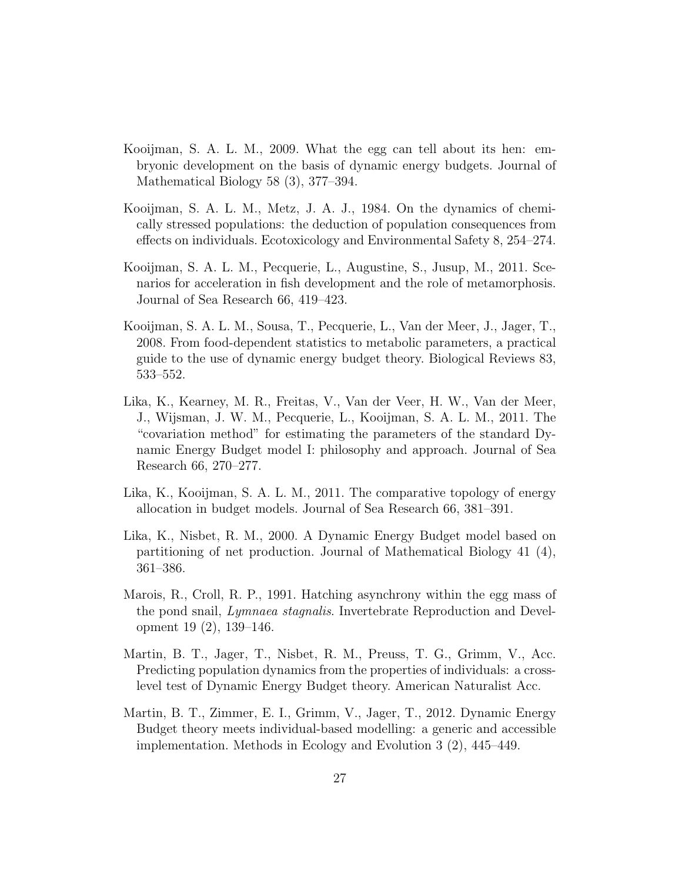Kooijman, S. A. L. M., 2009. What the egg can tell about its hen: embryonic development on the basis of dynamic energy budgets. Journal of Mathematical Biology 58 (3), 377–394.

Kooijman, S. A. L. M., Metz, J. A. J., 1984. On the dynamics of chemically stressed populations: the deduction of population consequences from effects on individuals. Ecotoxicology and Environmental Safety 8, 254–274.

Kooijman, S. A. L. M., Pecquerie, L., Augustine, S., Jusup, M., 2011. Scenarios for acceleration in fish development and the role of metamorphosis. Journal of Sea Research 66, 419–423.

Kooijman, S. A. L. M., Sousa, T., Pecquerie, L., Van der Meer, J., Jager, T., 2008. From food-dependent statistics to metabolic parameters, a practical guide to the use of dynamic energy budget theory. Biological Reviews 83, 533–552.

Lika, K., Kearney, M. R., Freitas, V., Van der Veer, H. W., Van der Meer, J., Wijsman, J. W. M., Pecquerie, L., Kooijman, S. A. L. M., 2011. The "covariation method" for estimating the parameters of the standard Dynamic Energy Budget model I: philosophy and approach. Journal of Sea Research 66, 270–277.

Lika, K., Kooijman, S. A. L. M., 2011. The comparative topology of energy allocation in budget models. Journal of Sea Research 66, 381–391.

Lika, K., Nisbet, R. M., 2000. A Dynamic Energy Budget model based on partitioning of net production. Journal of Mathematical Biology 41 (4), 361–386.

Marois, R., Croll, R. P., 1991. Hatching asynchrony within the egg mass of the pond snail, *Lymnaea stagnalis*. Invertebrate Reproduction and Development 19 (2), 139–146.

Martin, B. T., Jager, T., Nisbet, R. M., Preuss, T. G., Grimm, V., Acc. Predicting population dynamics from the properties of individuals: a cross-level test of Dynamic Energy Budget theory. American Naturalist Acc.

Martin, B. T., Zimmer, E. I., Grimm, V., Jager, T., 2012. Dynamic Energy Budget theory meets individual-based modelling: a generic and accessible implementation. Methods in Ecology and Evolution 3 (2), 445–449.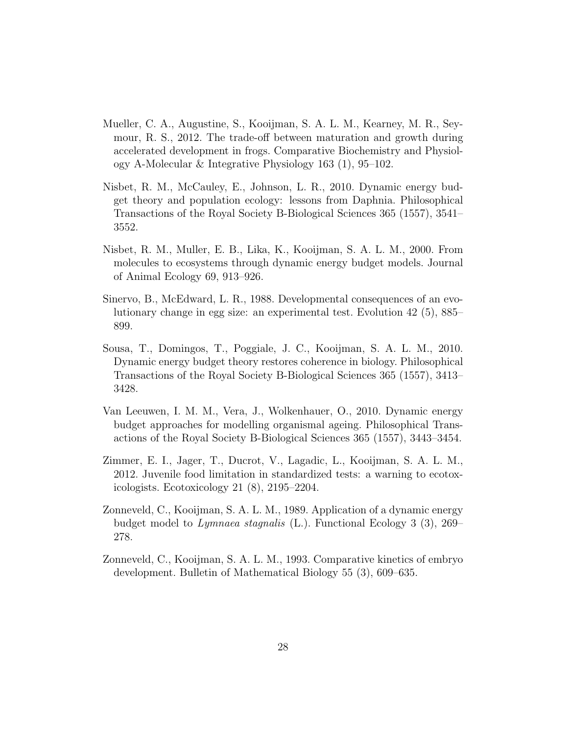Mueller, C. A., Augustine, S., Kooijman, S. A. L. M., Kearney, M. R., Seymour, R. S., 2012. The trade-off between maturation and growth during accelerated development in frogs. Comparative Biochemistry and Physiology A-Molecular & Integrative Physiology 163 (1), 95–102.

Nisbet, R. M., McCauley, E., Johnson, L. R., 2010. Dynamic energy budget theory and population ecology: lessons from Daphnia. Philosophical Transactions of the Royal Society B-Biological Sciences 365 (1557), 3541–3552.

Nisbet, R. M., Muller, E. B., Lika, K., Kooijman, S. A. L. M., 2000. From molecules to ecosystems through dynamic energy budget models. Journal of Animal Ecology 69, 913–926.

Sinervo, B., McEdward, L. R., 1988. Developmental consequences of an evolutionary change in egg size: an experimental test. Evolution 42 (5), 885–899.

Sousa, T., Domingos, T., Poggiale, J. C., Kooijman, S. A. L. M., 2010. Dynamic energy budget theory restores coherence in biology. Philosophical Transactions of the Royal Society B-Biological Sciences 365 (1557), 3413–3428.

Van Leeuwen, I. M. M., Vera, J., Wolkenhauer, O., 2010. Dynamic energy budget approaches for modelling organismal ageing. Philosophical Transactions of the Royal Society B-Biological Sciences 365 (1557), 3443–3454.

Zimmer, E. I., Jager, T., Ducrot, V., Lagadic, L., Kooijman, S. A. L. M., 2012. Juvenile food limitation in standardized tests: a warning to ecotoxicologists. Ecotoxicology 21 (8), 2195–2204.

Zonneveld, C., Kooijman, S. A. L. M., 1989. Application of a dynamic energy budget model to *Lymnaea stagnalis* (L.). Functional Ecology 3 (3), 269–278.

Zonneveld, C., Kooijman, S. A. L. M., 1993. Comparative kinetics of embryo development. Bulletin of Mathematical Biology 55 (3), 609–635.